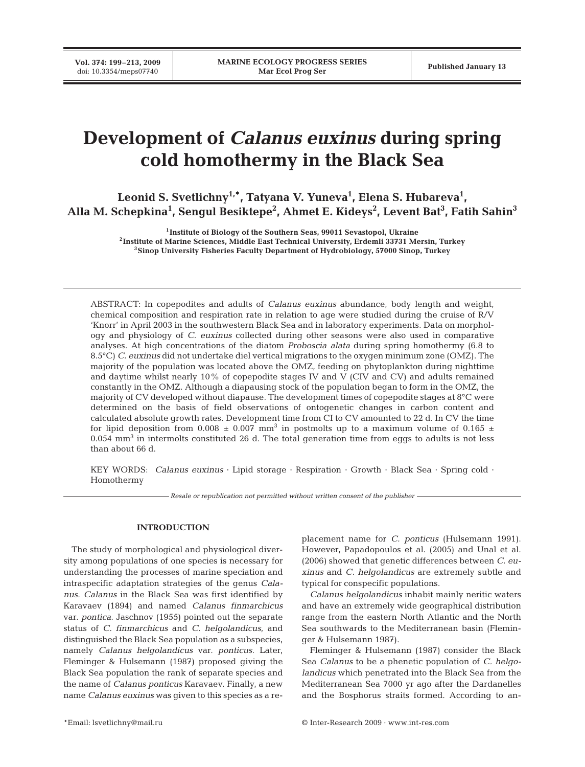# Development of *Calanus euxinus* during spring cold homothermy in the Black Sea

**Leonid S. Svetlichny[1,*], Tatyana V. Yuneva[1], Elena S. Hubareva[1], Alla M. Schepkina[1], Sengul Besiktepe[2], Ahmet E. Kideys[2], Levent Bat[3], Fatih Sahin[3]**

[1]Institute of Biology of the Southern Seas, 99011 Sevastopol, Ukraine
[2]Institute of Marine Sciences, Middle East Technical University, Erdemli 33731 Mersin, Turkey
[3]Sinop University Fisheries Faculty Department of Hydrobiology, 57000 Sinop, Turkey

ABSTRACT: In copepodites and adults of *Calanus euxinus* abundance, body length and weight, chemical composition and respiration rate in relation to age were studied during the cruise of R/V 'Knorr' in April 2003 in the southwestern Black Sea and in laboratory experiments. Data on morphology and physiology of *C. euxinus* collected during other seasons were also used in comparative analyses. At high concentrations of the diatom *Proboscia alata* during spring homothermy (6.8 to 8.5°C) *C. euxinus* did not undertake diel vertical migrations to the oxygen minimum zone (OMZ). The majority of the population was located above the OMZ, feeding on phytoplankton during nighttime and daytime whilst nearly 10% of copepodite stages IV and V (CIV and CV) and adults remained constantly in the OMZ. Although a diapausing stock of the population began to form in the OMZ, the majority of CV developed without diapause. The development times of copepodite stages at 8°C were determined on the basis of field observations of ontogenetic changes in carbon content and calculated absolute growth rates. Development time from CI to CV amounted to 22 d. In CV the time for lipid deposition from 0.008 ± 0.007 mm$^3$ in postmolts up to a maximum volume of 0.165 ± 0.054 mm$^3$ in intermolts constituted 26 d. The total generation time from eggs to adults is not less than about 66 d.

KEY WORDS: *Calanus euxinus* · Lipid storage · Respiration · Growth · Black Sea · Spring cold · Homothermy

*Resale or republication not permitted without written consent of the publisher*

## INTRODUCTION

The study of morphological and physiological diversity among populations of one species is necessary for understanding the processes of marine speciation and intraspecific adaptation strategies of the genus *Calanus*. *Calanus* in the Black Sea was first identified by Karavaev (1894) and named *Calanus finmarchicus* var. *pontica*. Jaschnov (1955) pointed out the separate status of *C. finmarchicus* and *C. helgolandicus*, and distinguished the Black Sea population as a subspecies, namely *Calanus helgolandicus* var. *ponticus*. Later, Fleminger & Hulsemann (1987) proposed giving the Black Sea population the rank of separate species and the name of *Calanus ponticus* Karavaev. Finally, a new name *Calanus euxinus* was given to this species as a replacement name for *C. ponticus* (Hulsemann 1991). However, Papadopoulos et al. (2005) and Unal et al. (2006) showed that genetic differences between *C. euxinus* and *C. helgolandicus* are extremely subtle and typical for conspecific populations.

*Calanus helgolandicus* inhabit mainly neritic waters and have an extremely wide geographical distribution range from the eastern North Atlantic and the North Sea southwards to the Mediterranean basin (Fleminger & Hulsemann 1987).

Fleminger & Hulsemann (1987) consider the Black Sea *Calanus* to be a phenetic population of *C. helgolandicus* which penetrated into the Black Sea from the Mediterranean Sea 7000 yr ago after the Dardanelles and the Bosphorus straits formed. According to an-

*Email: lsvetlichny@mail.ru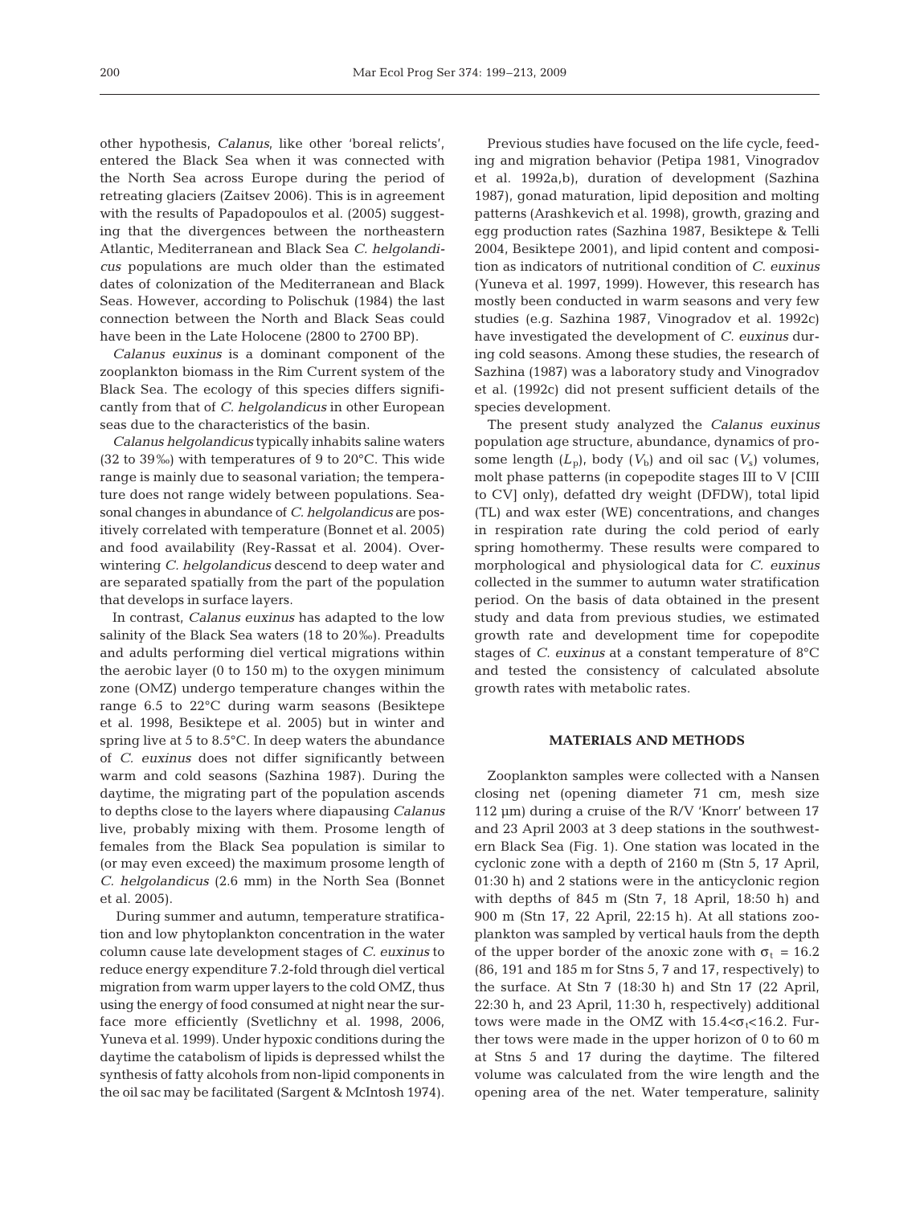other hypothesis, *Calanus*, like other 'boreal relicts', entered the Black Sea when it was connected with the North Sea across Europe during the period of retreating glaciers (Zaitsev 2006). This is in agreement with the results of Papadopoulos et al. (2005) suggesting that the divergences between the northeastern Atlantic, Mediterranean and Black Sea *C. helgolandicus* populations are much older than the estimated dates of colonization of the Mediterranean and Black Seas. However, according to Polischuk (1984) the last connection between the North and Black Seas could have been in the Late Holocene (2800 to 2700 BP).

*Calanus euxinus* is a dominant component of the zooplankton biomass in the Rim Current system of the Black Sea. The ecology of this species differs significantly from that of *C. helgolandicus* in other European seas due to the characteristics of the basin.

*Calanus helgolandicus* typically inhabits saline waters (32 to 39‰) with temperatures of 9 to 20°C. This wide range is mainly due to seasonal variation; the temperature does not range widely between populations. Seasonal changes in abundance of *C. helgolandicus* are positively correlated with temperature (Bonnet et al. 2005) and food availability (Rey-Rassat et al. 2004). Overwintering *C. helgolandicus* descend to deep water and are separated spatially from the part of the population that develops in surface layers.

In contrast, *Calanus euxinus* has adapted to the low salinity of the Black Sea waters (18 to 20‰). Preadults and adults performing diel vertical migrations within the aerobic layer (0 to 150 m) to the oxygen minimum zone (OMZ) undergo temperature changes within the range 6.5 to 22°C during warm seasons (Besiktepe et al. 1998, Besiktepe et al. 2005) but in winter and spring live at 5 to 8.5°C. In deep waters the abundance of *C. euxinus* does not differ significantly between warm and cold seasons (Sazhina 1987). During the daytime, the migrating part of the population ascends to depths close to the layers where diapausing *Calanus* live, probably mixing with them. Prosome length of females from the Black Sea population is similar to (or may even exceed) the maximum prosome length of *C. helgolandicus* (2.6 mm) in the North Sea (Bonnet et al. 2005).

During summer and autumn, temperature stratification and low phytoplankton concentration in the water column cause late development stages of *C. euxinus* to reduce energy expenditure 7.2-fold through diel vertical migration from warm upper layers to the cold OMZ, thus using the energy of food consumed at night near the surface more efficiently (Svetlichny et al. 1998, 2006, Yuneva et al. 1999). Under hypoxic conditions during the daytime the catabolism of lipids is depressed whilst the synthesis of fatty alcohols from non-lipid components in the oil sac may be facilitated (Sargent & McIntosh 1974).

Previous studies have focused on the life cycle, feeding and migration behavior (Petipa 1981, Vinogradov et al. 1992a,b), duration of development (Sazhina 1987), gonad maturation, lipid deposition and molting patterns (Arashkevich et al. 1998), growth, grazing and egg production rates (Sazhina 1987, Besiktepe & Telli 2004, Besiktepe 2001), and lipid content and composition as indicators of nutritional condition of *C. euxinus* (Yuneva et al. 1997, 1999). However, this research has mostly been conducted in warm seasons and very few studies (e.g. Sazhina 1987, Vinogradov et al. 1992c) have investigated the development of *C. euxinus* during cold seasons. Among these studies, the research of Sazhina (1987) was a laboratory study and Vinogradov et al. (1992c) did not present sufficient details of the species development.

The present study analyzed the *Calanus euxinus* population age structure, abundance, dynamics of prosome length ($L_p$), body ($V_b$) and oil sac ($V_s$) volumes, molt phase patterns (in copepodite stages III to V [CIII to CV] only), defatted dry weight (DFDW), total lipid (TL) and wax ester (WE) concentrations, and changes in respiration rate during the cold period of early spring homothermy. These results were compared to morphological and physiological data for *C. euxinus* collected in the summer to autumn water stratification period. On the basis of data obtained in the present study and data from previous studies, we estimated growth rate and development time for copepodite stages of *C. euxinus* at a constant temperature of 8°C and tested the consistency of calculated absolute growth rates with metabolic rates.

## MATERIALS AND METHODS

Zooplankton samples were collected with a Nansen closing net (opening diameter 71 cm, mesh size 112 µm) during a cruise of the R/V 'Knorr' between 17 and 23 April 2003 at 3 deep stations in the southwestern Black Sea (Fig. 1). One station was located in the cyclonic zone with a depth of 2160 m (Stn 5, 17 April, 01:30 h) and 2 stations were in the anticyclonic region with depths of 845 m (Stn 7, 18 April, 18:50 h) and 900 m (Stn 17, 22 April, 22:15 h). At all stations zooplankton was sampled by vertical hauls from the depth of the upper border of the anoxic zone with $\sigma_t$ = 16.2 (86, 191 and 185 m for Stns 5, 7 and 17, respectively) to the surface. At Stn 7 (18:30 h) and Stn 17 (22 April, 22:30 h, and 23 April, 11:30 h, respectively) additional tows were made in the OMZ with $15.4<\sigma_t<16.2$. Further tows were made in the upper horizon of 0 to 60 m at Stns 5 and 17 during the daytime. The filtered volume was calculated from the wire length and the opening area of the net. Water temperature, salinity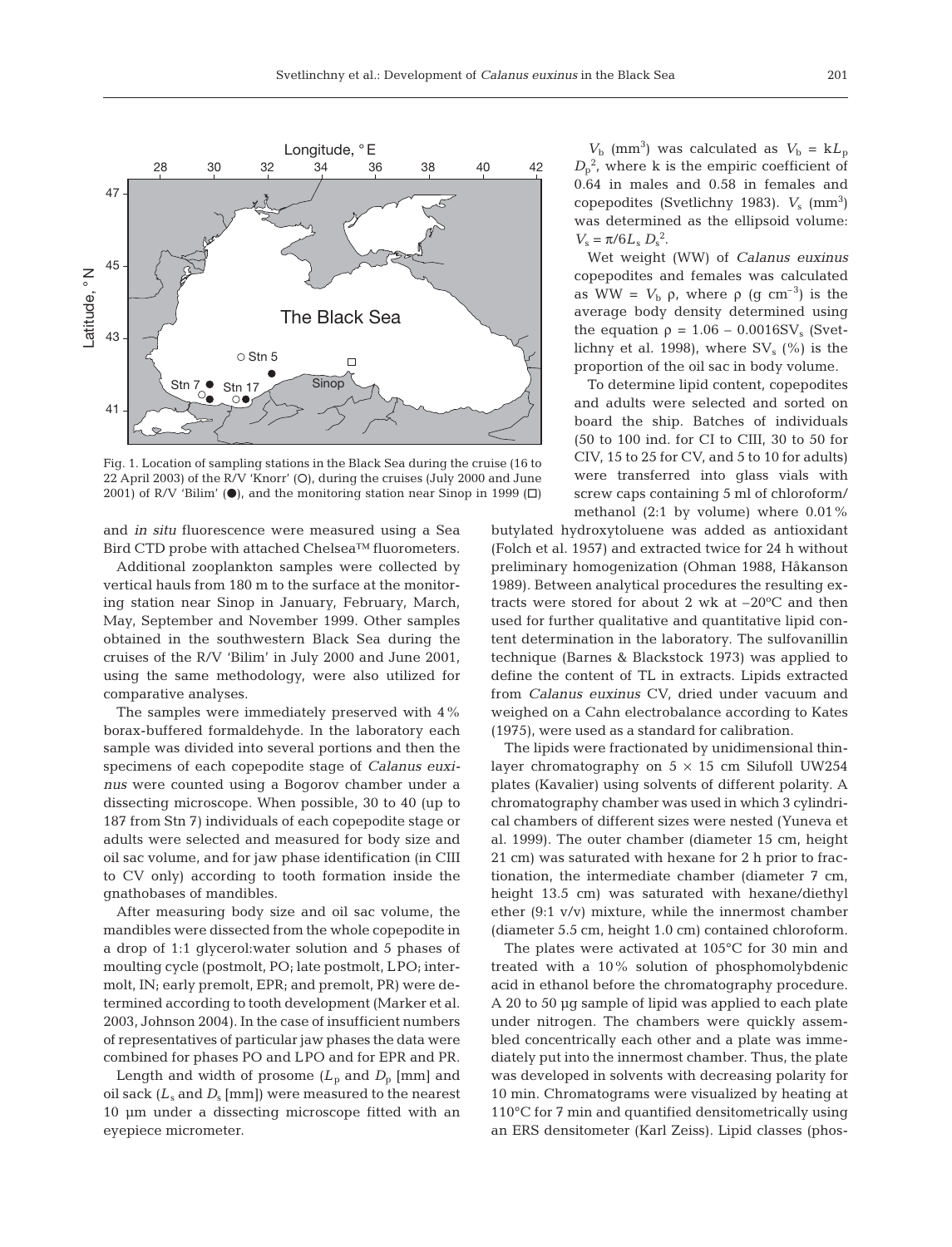Fig. 1. Location of sampling stations in the Black Sea during the cruise (16 to 22 April 2003) of the R/V 'Knorr' (○), during the cruises (July 2000 and June 2001) of R/V 'Bilim' (●), and the monitoring station near Sinop in 1999 (□)

and *in situ* fluorescence were measured using a Sea Bird CTD probe with attached Chelsea™ fluorometers.

Additional zooplankton samples were collected by vertical hauls from 180 m to the surface at the monitoring station near Sinop in January, February, March, May, September and November 1999. Other samples obtained in the southwestern Black Sea during the cruises of the R/V 'Bilim' in July 2000 and June 2001, using the same methodology, were also utilized for comparative analyses.

The samples were immediately preserved with 4% borax-buffered formaldehyde. In the laboratory each sample was divided into several portions and then the specimens of each copepodite stage of *Calanus euxinus* were counted using a Bogorov chamber under a dissecting microscope. When possible, 30 to 40 (up to 187 from Stn 7) individuals of each copepodite stage or adults were selected and measured for body size and oil sac volume, and for jaw phase identification (in CIII to CV only) according to tooth formation inside the gnathobases of mandibles.

After measuring body size and oil sac volume, the mandibles were dissected from the whole copepodite in a drop of 1:1 glycerol:water solution and 5 phases of moulting cycle (postmolt, PO; late postmolt, LPO; intermolt, IN; early premolt, EPR; and premolt, PR) were determined according to tooth development (Marker et al. 2003, Johnson 2004). In the case of insufficient numbers of representatives of particular jaw phases the data were combined for phases PO and LPO and for EPR and PR.

Length and width of prosome ($L_p$ and $D_p$ [mm] and oil sack ($L_s$ and $D_s$ [mm]) were measured to the nearest 10 µm under a dissecting microscope fitted with an eyepiece micrometer.

$V_b$ (mm$^3$) was calculated as $V_b = kL_p D_p^2$, where k is the empiric coefficient of 0.64 in males and 0.58 in females and copepodites (Svetlichny 1983). $V_s$ (mm$^3$) was determined as the ellipsoid volume: $V_s = \pi/6 L_s D_s^2$.

Wet weight (WW) of *Calanus euxinus* copepodites and females was calculated as $WW = V_b \rho$, where $\rho$ (g cm$^{-3}$) is the average body density determined using the equation $\rho = 1.06 - 0.0016SV_s$ (Svetlichny et al. 1998), where $SV_s$ (%) is the proportion of the oil sac in body volume.

To determine lipid content, copepodites and adults were selected and sorted on board the ship. Batches of individuals (50 to 100 ind. for CI to CIII, 30 to 50 for CIV, 15 to 25 for CV, and 5 to 10 for adults) were transferred into glass vials with screw caps containing 5 ml of chloroform/methanol (2:1 by volume) where 0.01% butylated hydroxytoluene was added as antioxidant (Folch et al. 1957) and extracted twice for 24 h without preliminary homogenization (Ohman 1988, Håkanson 1989). Between analytical procedures the resulting extracts were stored for about 2 wk at –20ºC and then used for further qualitative and quantitative lipid content determination in the laboratory. The sulfovanillin technique (Barnes & Blackstock 1973) was applied to define the content of TL in extracts. Lipids extracted from *Calanus euxinus* CV, dried under vacuum and weighed on a Cahn electrobalance according to Kates (1975), were used as a standard for calibration.

The lipids were fractionated by unidimensional thin-layer chromatography on 5 × 15 cm Silufoll UW254 plates (Kavalier) using solvents of different polarity. A chromatography chamber was used in which 3 cylindrical chambers of different sizes were nested (Yuneva et al. 1999). The outer chamber (diameter 15 cm, height 21 cm) was saturated with hexane for 2 h prior to fractionation, the intermediate chamber (diameter 7 cm, height 13.5 cm) was saturated with hexane/diethyl ether (9:1 v/v) mixture, while the innermost chamber (diameter 5.5 cm, height 1.0 cm) contained chloroform.

The plates were activated at 105°C for 30 min and treated with a 10% solution of phosphomolybdenic acid in ethanol before the chromatography procedure. A 20 to 50 µg sample of lipid was applied to each plate under nitrogen. The chambers were quickly assembled concentrically each other and a plate was immediately put into the innermost chamber. Thus, the plate was developed in solvents with decreasing polarity for 10 min. Chromatograms were visualized by heating at 110°C for 7 min and quantified densitometrically using an ERS densitometer (Karl Zeiss). Lipid classes (phos-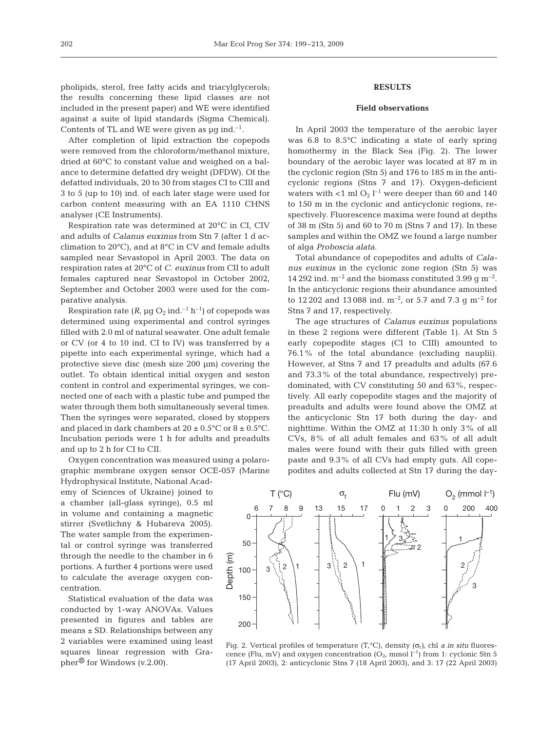pholipids, sterol, free fatty acids and triacylglycerols; the results concerning these lipid classes are not included in the present paper) and WE were identified against a suite of lipid standards (Sigma Chemical). Contents of TL and WE were given as µg ind.$^{-1}$.

After completion of lipid extraction the copepods were removed from the chloroform/methanol mixture, dried at 60°C to constant value and weighed on a balance to determine defatted dry weight (DFDW). Of the defatted individuals, 20 to 30 from stages CI to CIII and 3 to 5 (up to 10) ind. of each later stage were used for carbon content measuring with an EA 1110 CHNS analyser (CE Instruments).

Respiration rate was determined at 20°C in CI, CIV and adults of *Calanus euxinus* from Stn 7 (after 1 d acclimation to 20°C), and at 8°C in CV and female adults sampled near Sevastopol in April 2003. The data on respiration rates at 20°C of *C. euxinus* from CII to adult females captured near Sevastopol in October 2002, September and October 2003 were used for the comparative analysis.

Respiration rate ($R$, µg $O_2$ ind.$^{-1}$ h$^{-1}$) of copepods was determined using experimental and control syringes filled with 2.0 ml of natural seawater. One adult female or CV (or 4 to 10 ind. CI to IV) was transferred by a pipette into each experimental syringe, which had a protective sieve disc (mesh size 200 µm) covering the outlet. To obtain identical initial oxygen and seston content in control and experimental syringes, we connected one of each with a plastic tube and pumped the water through them both simultaneously several times. Then the syringes were separated, closed by stoppers and placed in dark chambers at 20 ± 0.5°C or 8 ± 0.5°C. Incubation periods were 1 h for adults and preadults and up to 2 h for CI to CII.

Oxygen concentration was measured using a polarographic membrane oxygen sensor OCE-057 (Marine Hydrophysical Institute, National Academy of Sciences of Ukraine) joined to a chamber (all-glass syringe), 0.5 ml in volume and containing a magnetic stirrer (Svetlichny & Hubareva 2005). The water sample from the experimental or control syringe was transferred through the needle to the chamber in 6 portions. A further 4 portions were used to calculate the average oxygen concentration.

Statistical evaluation of the data was conducted by 1-way ANOVAs. Values presented in figures and tables are means ± SD. Relationships between any 2 variables were examined using least squares linear regression with Grapher® for Windows (v.2.00).

## RESULTS

### Field observations

In April 2003 the temperature of the aerobic layer was 6.8 to 8.5°C indicating a state of early spring homothermy in the Black Sea (Fig. 2). The lower boundary of the aerobic layer was located at 87 m in the cyclonic region (Stn 5) and 176 to 185 m in the anticyclonic regions (Stns 7 and 17). Oxygen-deficient waters with <1 ml $O_2$ l$^{-1}$ were deeper than 60 and 140 to 150 m in the cyclonic and anticyclonic regions, respectively. Fluorescence maxima were found at depths of 38 m (Stn 5) and 60 to 70 m (Stns 7 and 17). In these samples and within the OMZ we found a large number of alga *Proboscia alata*.

Total abundance of copepodites and adults of *Calanus euxinus* in the cyclonic zone region (Stn 5) was 14 292 ind. m$^{-2}$ and the biomass constituted 3.99 g m$^{-2}$. In the anticyclonic regions their abundance amounted to 12 202 and 13 088 ind. m$^{-2}$, or 5.7 and 7.3 g m$^{-2}$ for Stns 7 and 17, respectively.

The age structures of *Calanus euxinus* populations in these 2 regions were different (Table 1). At Stn 5 early copepodite stages (CI to CIII) amounted to 76.1% of the total abundance (excluding nauplii). However, at Stns 7 and 17 preadults and adults (67.6 and 73.3% of the total abundance, respectively) predominated, with CV constituting 50 and 63%, respectively. All early copepodite stages and the majority of preadults and adults were found above the OMZ at the anticyclonic Stn 17 both during the day- and nighttime. Within the OMZ at 11:30 h only 3% of all CVs, 8% of all adult females and 63% of all adult males were found with their guts filled with green paste and 9.3% of all CVs had empty guts. All copepodites and adults collected at Stn 17 during the day-

Fig. 2. Vertical profiles of temperature (T,°C), density ($\sigma_t$), chl *a in situ* fluorescence (Flu, mV) and oxygen concentration ($O_2$, mmol l$^{-1}$) from 1: cyclonic Stn 5 (17 April 2003), 2: anticyclonic Stns 7 (18 April 2003), and 3: 17 (22 April 2003)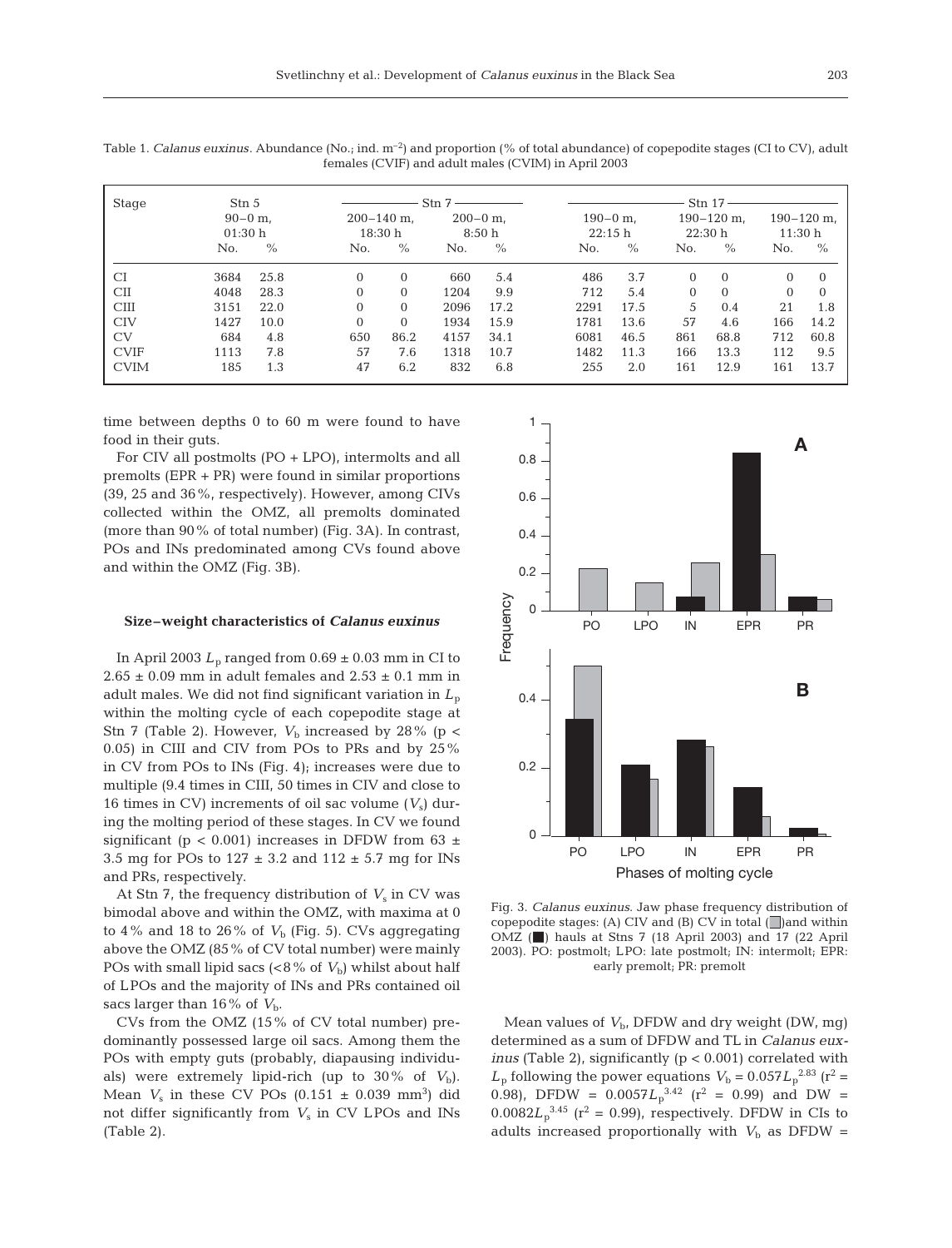Table 1. *Calanus euxinus*. Abundance (No.; ind. $m^{-2}$) and proportion (% of total abundance) of copepodite stages (CI to CV), adult females (CVIF) and adult males (CVIM) in April 2003

| Stage | Stn 5 | | Stn 7 | | | | Stn 17 | | | | | |
|---|---|---|---|---|---|---|---|---|---|---|---|---|
| | 90–0 m, 01:30 h | | 200–140 m, 18:30 h | | 200–0 m, 8:50 h | | 190–0 m, 22:15 h | | 190–120 m, 22:30 h | | 190–120 m, 11:30 h | |
| | No. | % | No. | % | No. | % | No. | % | No. | % | No. | % |
| CI | 3684 | 25.8 | 0 | 0 | 660 | 5.4 | 486 | 3.7 | 0 | 0 | 0 | 0 |
| CII | 4048 | 28.3 | 0 | 0 | 1204 | 9.9 | 712 | 5.4 | 0 | 0 | 0 | 0 |
| CIII | 3151 | 22.0 | 0 | 0 | 2096 | 17.2 | 2291 | 17.5 | 5 | 0.4 | 21 | 1.8 |
| CIV | 1427 | 10.0 | 0 | 0 | 1934 | 15.9 | 1781 | 13.6 | 57 | 4.6 | 166 | 14.2 |
| CV | 684 | 4.8 | 650 | 86.2 | 4157 | 34.1 | 6081 | 46.5 | 861 | 68.8 | 712 | 60.8 |
| CVIF | 1113 | 7.8 | 57 | 7.6 | 1318 | 10.7 | 1482 | 11.3 | 166 | 13.3 | 112 | 9.5 |
| CVIM | 185 | 1.3 | 47 | 6.2 | 832 | 6.8 | 255 | 2.0 | 161 | 12.9 | 161 | 13.7 |

time between depths 0 to 60 m were found to have food in their guts.

For CIV all postmolts (PO + LPO), intermolts and all premolts (EPR + PR) were found in similar proportions (39, 25 and 36%, respectively). However, among CIVs collected within the OMZ, all premolts dominated (more than 90% of total number) (Fig. 3A). In contrast, POs and INs predominated among CVs found above and within the OMZ (Fig. 3B).

### Size–weight characteristics of *Calanus euxinus*

In April 2003 $L_p$ ranged from $0.69 \pm 0.03$ mm in CI to $2.65 \pm 0.09$ mm in adult females and $2.53 \pm 0.1$ mm in adult males. We did not find significant variation in $L_p$ within the molting cycle of each copepodite stage at Stn 7 (Table 2). However, $V_b$ increased by 28% ($p < 0.05$) in CIII and CIV from POs to PRs and by 25% in CV from POs to INs (Fig. 4); increases were due to multiple (9.4 times in CIII, 50 times in CIV and close to 16 times in CV) increments of oil sac volume ($V_s$) during the molting period of these stages. In CV we found significant ($p < 0.001$) increases in DFDW from $63 \pm 3.5$ mg for POs to $127 \pm 3.2$ and $112 \pm 5.7$ mg for INs and PRs, respectively.

At Stn 7, the frequency distribution of $V_s$ in CV was bimodal above and within the OMZ, with maxima at 0 to 4% and 18 to 26% of $V_b$ (Fig. 5). CVs aggregating above the OMZ (85% of CV total number) were mainly POs with small lipid sacs (<8% of $V_b$) whilst about half of LPOs and the majority of INs and PRs contained oil sacs larger than 16% of $V_b$.

CVs from the OMZ (15% of CV total number) predominantly possessed large oil sacs. Among them the POs with empty guts (probably, diapausing individuals) were extremely lipid-rich (up to 30% of $V_b$). Mean $V_s$ in these CV POs ($0.151 \pm 0.039$ $mm^3$) did not differ significantly from $V_s$ in CV LPOs and INs (Table 2).

Fig. 3. *Calanus euxinus*. Jaw phase frequency distribution of copepodite stages: (A) CIV and (B) CV in total (grey) and within OMZ (black) hauls at Stns 7 (18 April 2003) and 17 (22 April 2003). PO: postmolt; LPO: late postmolt; IN: intermolt; EPR: early premolt; PR: premolt

Mean values of $V_b$, DFDW and dry weight (DW, mg) determined as a sum of DFDW and TL in *Calanus euxinus* (Table 2), significantly ($p < 0.001$) correlated with $L_p$ following the power equations $V_b = 0.057L_p^{2.83}$ ($r^2 = 0.98$), DFDW = $0.0057L_p^{3.42}$ ($r^2 = 0.99$) and DW = $0.0082L_p^{3.45}$ ($r^2 = 0.99$), respectively. DFDW in CIs to adults increased proportionally with $V_b$ as DFDW =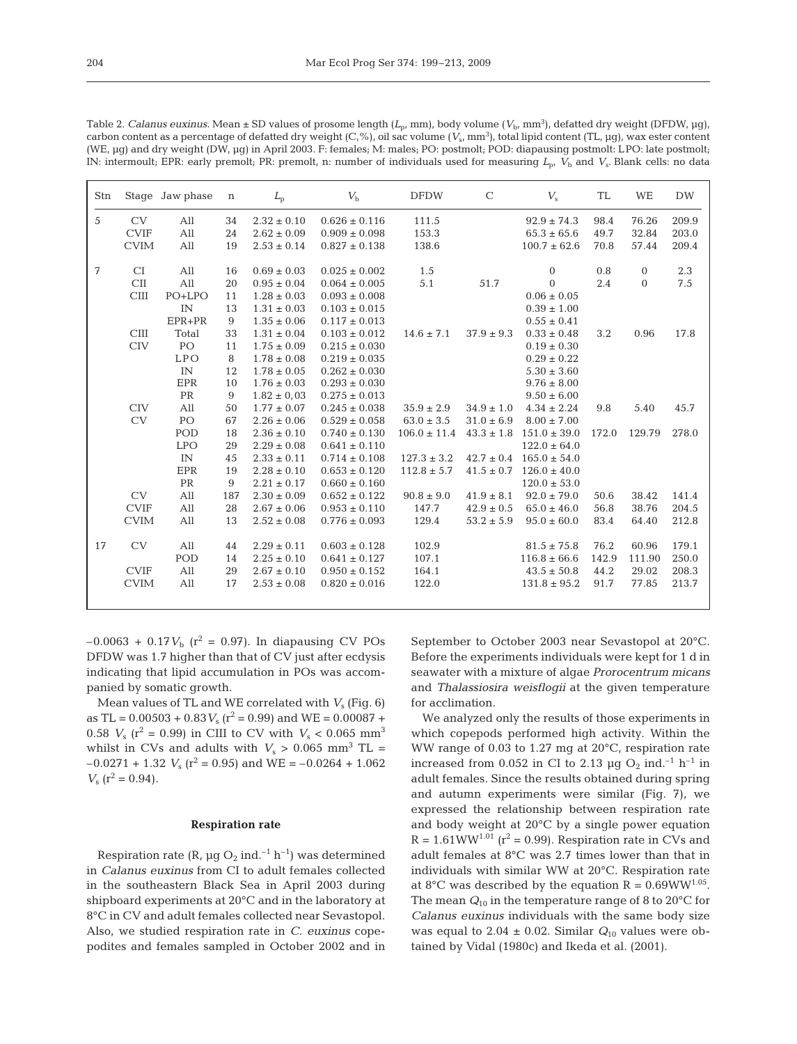Table 2. *Calanus euxinus*. Mean ± SD values of prosome length ($L_p$, mm), body volume ($V_b$, mm$^3$), defatted dry weight (DFDW, µg), carbon content as a percentage of defatted dry weight (C,%), oil sac volume ($V_s$, mm$^3$), total lipid content (TL, µg), wax ester content (WE, µg) and dry weight (DW, µg) in April 2003. F: females; M: males; PO: postmolt; POD: diapausing postmolt: LPO: late postmolt; IN: intermoult; EPR: early premolt; PR: premolt, n: number of individuals used for measuring $L_p$, $V_b$ and $V_s$. Blank cells: no data

| Stn | Stage | Jaw phase | n | $L_p$ | $V_b$ | DFDW | C | $V_s$ | TL | WE | DW |
|---|---|---|---|---|---|---|---|---|---|---|---|
| 5 | CV | All | 34 | 2.32 ± 0.10 | 0.626 ± 0.116 | 111.5 | | 92.9 ± 74.3 | 98.4 | 76.26 | 209.9 |
| | CVIF | All | 24 | 2.62 ± 0.09 | 0.909 ± 0.098 | 153.3 | | 65.3 ± 65.6 | 49.7 | 32.84 | 203.0 |
| | CVIM | All | 19 | 2.53 ± 0.14 | 0.827 ± 0.138 | 138.6 | | 100.7 ± 62.6 | 70.8 | 57.44 | 209.4 |
| 7 | CI | All | 16 | 0.69 ± 0.03 | 0.025 ± 0.002 | 1.5 | | 0 | 0.8 | 0 | 2.3 |
| | CII | All | 20 | 0.95 ± 0.04 | 0.064 ± 0.005 | 5.1 | 51.7 | 0 | 2.4 | 0 | 7.5 |
| | CIII | PO+LPO | 11 | 1.28 ± 0.03 | 0.093 ± 0.008 | | | 0.06 ± 0.05 | | | |
| | | IN | 13 | 1.31 ± 0.03 | 0.103 ± 0.015 | | | 0.39 ± 1.00 | | | |
| | | EPR+PR | 9 | 1.35 ± 0.06 | 0.117 ± 0.013 | | | 0.55 ± 0.41 | | | |
| | CIII | Total | 33 | 1.31 ± 0.04 | 0.103 ± 0.012 | 14.6 ± 7.1 | 37.9 ± 9.3 | 0.33 ± 0.48 | 3.2 | 0.96 | 17.8 |
| | CIV | PO | 11 | 1.75 ± 0.09 | 0.215 ± 0.030 | | | 0.19 ± 0.30 | | | |
| | | LPO | 8 | 1.78 ± 0.08 | 0.219 ± 0.035 | | | 0.29 ± 0.22 | | | |
| | | IN | 12 | 1.78 ± 0.05 | 0.262 ± 0.030 | | | 5.30 ± 3.60 | | | |
| | | EPR | 10 | 1.76 ± 0.03 | 0.293 ± 0.030 | | | 9.76 ± 8.00 | | | |
| | | PR | 9 | 1.82 ± 0,03 | 0.275 ± 0.013 | | | 9.50 ± 6.00 | | | |
| | CIV | All | 50 | 1.77 ± 0.07 | 0.245 ± 0.038 | 35.9 ± 2.9 | 34.9 ± 1.0 | 4.34 ± 2.24 | 9.8 | 5.40 | 45.7 |
| | CV | PO | 67 | 2.26 ± 0.06 | 0.529 ± 0.058 | 63.0 ± 3.5 | 31.0 ± 6.9 | 8.00 ± 7.00 | | | |
| | | POD | 18 | 2.36 ± 0.10 | 0.740 ± 0.130 | 106.0 ± 11.4 | 43.3 ± 1.8 | 151.0 ± 39.0 | 172.0 | 129.79 | 278.0 |
| | | LPO | 29 | 2.29 ± 0.08 | 0.641 ± 0.110 | | | 122.0 ± 64.0 | | | |
| | | IN | 45 | 2.33 ± 0.11 | 0.714 ± 0.108 | 127.3 ± 3.2 | 42.7 ± 0.4 | 165.0 ± 54.0 | | | |
| | | EPR | 19 | 2.28 ± 0.10 | 0.653 ± 0.120 | 112.8 ± 5.7 | 41.5 ± 0.7 | 126.0 ± 40.0 | | | |
| | | PR | 9 | 2.21 ± 0.17 | 0.660 ± 0.160 | | | 120.0 ± 53.0 | | | |
| | CV | All | 187 | 2.30 ± 0.09 | 0.652 ± 0.122 | 90.8 ± 9.0 | 41.9 ± 8.1 | 92.0 ± 79.0 | 50.6 | 38.42 | 141.4 |
| | CVIF | All | 28 | 2.67 ± 0.06 | 0.953 ± 0.110 | 147.7 | 42.9 ± 0.5 | 65.0 ± 46.0 | 56.8 | 38.76 | 204.5 |
| | CVIM | All | 13 | 2.52 ± 0.08 | 0.776 ± 0.093 | 129.4 | 53.2 ± 5.9 | 95.0 ± 60.0 | 83.4 | 64.40 | 212.8 |
| 17 | CV | All | 44 | 2.29 ± 0.11 | 0.603 ± 0.128 | 102.9 | | 81.5 ± 75.8 | 76.2 | 60.96 | 179.1 |
| | | POD | 14 | 2.25 ± 0.10 | 0.641 ± 0.127 | 107.1 | | 116.8 ± 66.6 | 142.9 | 111.90 | 250.0 |
| | CVIF | All | 29 | 2.67 ± 0.10 | 0.950 ± 0.152 | 164.1 | | 43.5 ± 50.8 | 44.2 | 29.02 | 208.3 |
| | CVIM | All | 17 | 2.53 ± 0.08 | 0.820 ± 0.016 | 122.0 | | 131.8 ± 95.2 | 91.7 | 77.85 | 213.7 |

$-0.0063 + 0.17V_b$ ($r^2 = 0.97$). In diapausing CV POs DFDW was 1.7 higher than that of CV just after ecdysis indicating that lipid accumulation in POs was accompanied by somatic growth.

Mean values of TL and WE correlated with $V_s$ (Fig. 6) as TL = $0.00503 + 0.83V_s$ ($r^2 = 0.99$) and WE = $0.00087 + 0.58\ V_s$ ($r^2 = 0.99$) in CIII to CV with $V_s < 0.065$ mm$^3$ whilst in CVs and adults with $V_s > 0.065$ mm$^3$ TL = $-0.0271 + 1.32\ V_s$ ($r^2 = 0.95$) and WE = $-0.0264 + 1.062\ V_s$ ($r^2 = 0.94$).

### Respiration rate

Respiration rate (R, µg $O_2$ ind.$^{-1}$ h$^{-1}$) was determined in *Calanus euxinus* from CI to adult females collected in the southeastern Black Sea in April 2003 during shipboard experiments at 20°C and in the laboratory at 8°C in CV and adult females collected near Sevastopol. Also, we studied respiration rate in *C. euxinus* copepodites and females sampled in October 2002 and in September to October 2003 near Sevastopol at 20°C. Before the experiments individuals were kept for 1 d in seawater with a mixture of algae *Prorocentrum micans* and *Thalassiosira weisflogii* at the given temperature for acclimation.

We analyzed only the results of those experiments in which copepods performed high activity. Within the WW range of 0.03 to 1.27 mg at 20°C, respiration rate increased from 0.052 in CI to 2.13 µg $O_2$ ind.$^{-1}$ h$^{-1}$ in adult females. Since the results obtained during spring and autumn experiments were similar (Fig. 7), we expressed the relationship between respiration rate and body weight at 20°C by a single power equation $R = 1.61WW^{1.01}$ ($r^2 = 0.99$). Respiration rate in CVs and adult females at 8°C was 2.7 times lower than that in individuals with similar WW at 20°C. Respiration rate at 8°C was described by the equation $R = 0.69WW^{1.05}$. The mean $Q_{10}$ in the temperature range of 8 to 20°C for *Calanus euxinus* individuals with the same body size was equal to 2.04 ± 0.02. Similar $Q_{10}$ values were obtained by Vidal (1980c) and Ikeda et al. (2001).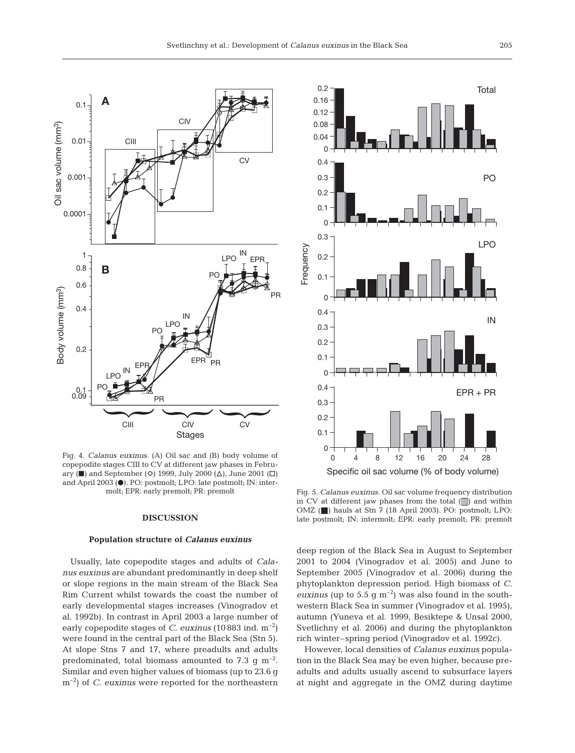Fig. 4. *Calanus euxinus*. (A) Oil sac and (B) body volume of copepodite stages CIII to CV at different jaw phases in February (■) and September (◇) 1999, July 2000 (△), June 2001 (□) and April 2003 (●). PO: postmolt; LPO: late postmolt; IN: intermolt; EPR: early premolt; PR: premolt

Fig. 5. *Calanus euxinus*. Oil sac volume frequency distribution in CV at different jaw phases from the total (▒) and within OMZ (■) hauls at Stn 7 (18 April 2003). PO: postmolt; LPO: late postmolt; IN: intermolt; EPR: early premolt; PR: premolt

## DISCUSSION

### Population structure of *Calanus euxinus*

Usually, late copepodite stages and adults of *Calanus euxinus* are abundant predominantly in deep shelf or slope regions in the main stream of the Black Sea Rim Current whilst towards the coast the number of early developmental stages increases (Vinogradov et al. 1992b). In contrast in April 2003 a large number of early copepodite stages of *C. euxinus* (10 883 ind. $m^{-2}$) were found in the central part of the Black Sea (Stn 5). At slope Stns 7 and 17, where preadults and adults predominated, total biomass amounted to 7.3 g $m^{-2}$. Similar and even higher values of biomass (up to 23.6 g $m^{-2}$) of *C. euxinus* were reported for the northeastern deep region of the Black Sea in August to September 2001 to 2004 (Vinogradov et al. 2005) and June to September 2005 (Vinogradov et al. 2006) during the phytoplankton depression period. High biomass of *C. euxinus* (up to 5.5 g $m^{-2}$) was also found in the southwestern Black Sea in summer (Vinogradov et al. 1995), autumn (Yuneva et al. 1999, Besiktepe & Unsal 2000, Svetlichny et al. 2006) and during the phytoplankton rich winter–spring period (Vinogradov et al. 1992c).

However, local densities of *Calanus euxinus* population in the Black Sea may be even higher, because preadults and adults usually ascend to subsurface layers at night and aggregate in the OMZ during daytime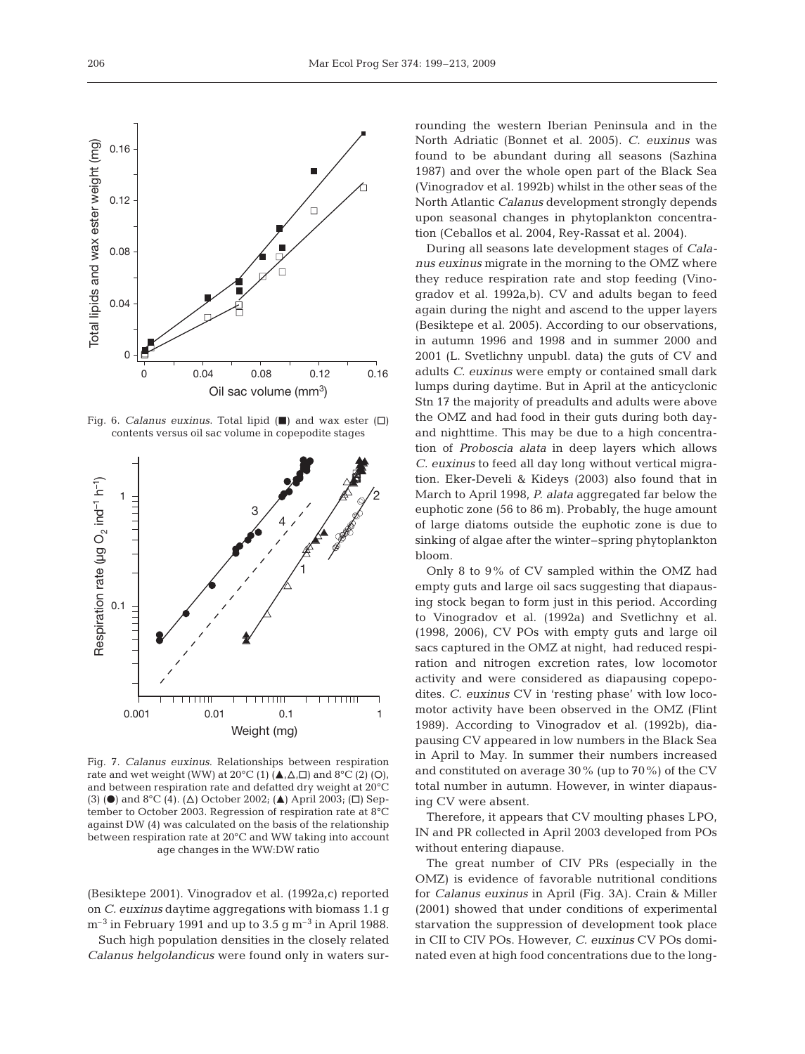Fig. 6. *Calanus euxinus.* Total lipid (■) and wax ester (□) contents versus oil sac volume in copepodite stages

Fig. 7. *Calanus euxinus.* Relationships between respiration rate and wet weight (WW) at 20°C (1) (▲,△,□) and 8°C (2) (○), and between respiration rate and defatted dry weight at 20°C (3) (●) and 8°C (4). (△) October 2002; (▲) April 2003; (□) September to October 2003. Regression of respiration rate at 8°C against DW (4) was calculated on the basis of the relationship between respiration rate at 20°C and WW taking into account age changes in the WW:DW ratio

(Besiktepe 2001). Vinogradov et al. (1992a,c) reported on *C. euxinus* daytime aggregations with biomass 1.1 g $m^{-3}$ in February 1991 and up to 3.5 g $m^{-3}$ in April 1988.

Such high population densities in the closely related *Calanus helgolandicus* were found only in waters surrounding the western Iberian Peninsula and in the North Adriatic (Bonnet et al. 2005). *C. euxinus* was found to be abundant during all seasons (Sazhina 1987) and over the whole open part of the Black Sea (Vinogradov et al. 1992b) whilst in the other seas of the North Atlantic *Calanus* development strongly depends upon seasonal changes in phytoplankton concentration (Ceballos et al. 2004, Rey-Rassat et al. 2004).

During all seasons late development stages of *Calanus euxinus* migrate in the morning to the OMZ where they reduce respiration rate and stop feeding (Vinogradov et al. 1992a,b). CV and adults began to feed again during the night and ascend to the upper layers (Besiktepe et al. 2005). According to our observations, in autumn 1996 and 1998 and in summer 2000 and 2001 (L. Svetlichny unpubl. data) the guts of CV and adults *C. euxinus* were empty or contained small dark lumps during daytime. But in April at the anticyclonic Stn 17 the majority of preadults and adults were above the OMZ and had food in their guts during both day- and nighttime. This may be due to a high concentration of *Proboscia alata* in deep layers which allows *C. euxinus* to feed all day long without vertical migration. Eker-Develi & Kideys (2003) also found that in March to April 1998, *P. alata* aggregated far below the euphotic zone (56 to 86 m). Probably, the huge amount of large diatoms outside the euphotic zone is due to sinking of algae after the winter–spring phytoplankton bloom.

Only 8 to 9% of CV sampled within the OMZ had empty guts and large oil sacs suggesting that diapausing stock began to form just in this period. According to Vinogradov et al. (1992a) and Svetlichny et al. (1998, 2006), CV POs with empty guts and large oil sacs captured in the OMZ at night, had reduced respiration and nitrogen excretion rates, low locomotor activity and were considered as diapausing copepodites. *C. euxinus* CV in 'resting phase' with low locomotor activity have been observed in the OMZ (Flint 1989). According to Vinogradov et al. (1992b), diapausing CV appeared in low numbers in the Black Sea in April to May. In summer their numbers increased and constituted on average 30% (up to 70%) of the CV total number in autumn. However, in winter diapausing CV were absent.

Therefore, it appears that CV moulting phases LPO, IN and PR collected in April 2003 developed from POs without entering diapause.

The great number of CIV PRs (especially in the OMZ) is evidence of favorable nutritional conditions for *Calanus euxinus* in April (Fig. 3A). Crain & Miller (2001) showed that under conditions of experimental starvation the suppression of development took place in CII to CIV POs. However, *C. euxinus* CV POs dominated even at high food concentrations due to the long-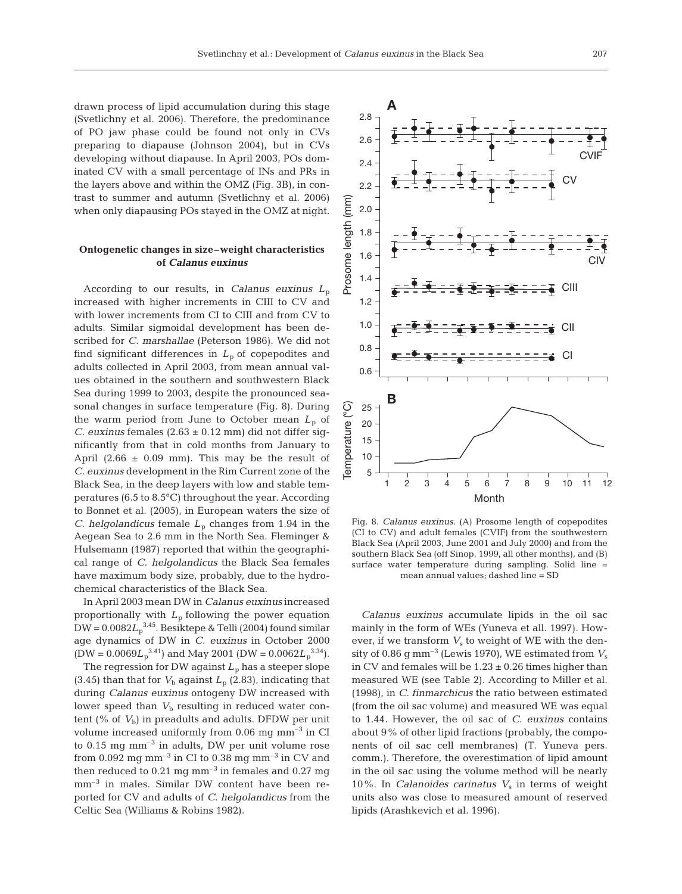drawn process of lipid accumulation during this stage (Svetlichny et al. 2006). Therefore, the predominance of PO jaw phase could be found not only in CVs preparing to diapause (Johnson 2004), but in CVs developing without diapause. In April 2003, POs dominated CV with a small percentage of INs and PRs in the layers above and within the OMZ (Fig. 3B), in contrast to summer and autumn (Svetlichny et al. 2006) when only diapausing POs stayed in the OMZ at night.

### Ontogenetic changes in size–weight characteristics of *Calanus euxinus*

According to our results, in *Calanus euxinus* $L_p$ increased with higher increments in CIII to CV and with lower increments from CI to CIII and from CV to adults. Similar sigmoidal development has been described for *C. marshallae* (Peterson 1986). We did not find significant differences in $L_p$ of copepodites and adults collected in April 2003, from mean annual values obtained in the southern and southwestern Black Sea during 1999 to 2003, despite the pronounced seasonal changes in surface temperature (Fig. 8). During the warm period from June to October mean $L_p$ of *C. euxinus* females (2.63 ± 0.12 mm) did not differ significantly from that in cold months from January to April (2.66 ± 0.09 mm). This may be the result of *C. euxinus* development in the Rim Current zone of the Black Sea, in the deep layers with low and stable temperatures (6.5 to 8.5°C) throughout the year. According to Bonnet et al. (2005), in European waters the size of *C. helgolandicus* female $L_p$ changes from 1.94 in the Aegean Sea to 2.6 mm in the North Sea. Fleminger & Hulsemann (1987) reported that within the geographical range of *C. helgolandicus* the Black Sea females have maximum body size, probably, due to the hydrochemical characteristics of the Black Sea.

In April 2003 mean DW in *Calanus euxinus* increased proportionally with $L_p$ following the power equation $DW = 0.0082L_p^{3.45}$. Besiktepe & Telli (2004) found similar age dynamics of DW in *C. euxinus* in October 2000 ($DW = 0.0069L_p^{3.41}$) and May 2001 ($DW = 0.0062L_p^{3.34}$).

The regression for DW against $L_p$ has a steeper slope (3.45) than that for $V_b$ against $L_p$ (2.83), indicating that during *Calanus euxinus* ontogeny DW increased with lower speed than $V_b$ resulting in reduced water content (% of $V_b$) in preadults and adults. DFDW per unit volume increased uniformly from 0.06 mg mm$^{-3}$ in CI to 0.15 mg mm$^{-3}$ in adults, DW per unit volume rose from 0.092 mg mm$^{-3}$ in CI to 0.38 mg mm$^{-3}$ in CV and then reduced to 0.21 mg mm$^{-3}$ in females and 0.27 mg mm$^{-3}$ in males. Similar DW content have been reported for CV and adults of *C. helgolandicus* from the Celtic Sea (Williams & Robins 1982).

Fig. 8. *Calanus euxinus*. (A) Prosome length of copepodites (CI to CV) and adult females (CVIF) from the southwestern Black Sea (April 2003, June 2001 and July 2000) and from the southern Black Sea (off Sinop, 1999, all other months), and (B) surface water temperature during sampling. Solid line = mean annual values; dashed line = SD

*Calanus euxinus* accumulate lipids in the oil sac mainly in the form of WEs (Yuneva et all. 1997). However, if we transform $V_s$ to weight of WE with the density of 0.86 g mm$^{-3}$ (Lewis 1970), WE estimated from $V_s$ in CV and females will be 1.23 ± 0.26 times higher than measured WE (see Table 2). According to Miller et al. (1998), in *C. finmarchicus* the ratio between estimated (from the oil sac volume) and measured WE was equal to 1.44. However, the oil sac of *C. euxinus* contains about 9% of other lipid fractions (probably, the components of oil sac cell membranes) (T. Yuneva pers. comm.). Therefore, the overestimation of lipid amount in the oil sac using the volume method will be nearly 10%. In *Calanoides carinatus* $V_s$ in terms of weight units also was close to measured amount of reserved lipids (Arashkevich et al. 1996).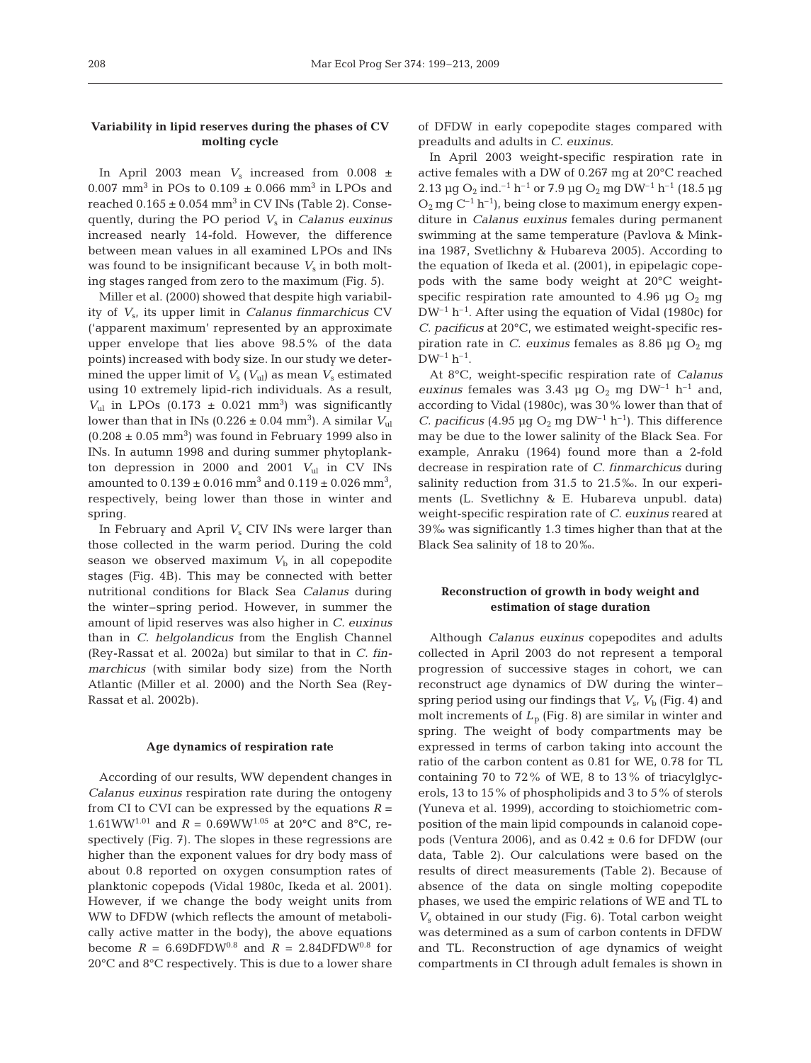### Variability in lipid reserves during the phases of CV molting cycle

In April 2003 mean $V_s$ increased from $0.008 \pm 0.007$ mm$^3$ in POs to $0.109 \pm 0.066$ mm$^3$ in LPOs and reached $0.165 \pm 0.054$ mm$^3$ in CV INs (Table 2). Consequently, during the PO period $V_s$ in *Calanus euxinus* increased nearly 14-fold. However, the difference between mean values in all examined LPOs and INs was found to be insignificant because $V_s$ in both molting stages ranged from zero to the maximum (Fig. 5).

Miller et al. (2000) showed that despite high variability of $V_s$, its upper limit in *Calanus finmarchicus* CV ('apparent maximum' represented by an approximate upper envelope that lies above 98.5% of the data points) increased with body size. In our study we determined the upper limit of $V_s$ ($V_{ul}$) as mean $V_s$ estimated using 10 extremely lipid-rich individuals. As a result, $V_{ul}$ in LPOs ($0.173 \pm 0.021$ mm$^3$) was significantly lower than that in INs ($0.226 \pm 0.04$ mm$^3$). A similar $V_{ul}$ ($0.208 \pm 0.05$ mm$^3$) was found in February 1999 also in INs. In autumn 1998 and during summer phytoplankton depression in 2000 and 2001 $V_{ul}$ in CV INs amounted to $0.139 \pm 0.016$ mm$^3$ and $0.119 \pm 0.026$ mm$^3$, respectively, being lower than those in winter and spring.

In February and April $V_s$ CIV INs were larger than those collected in the warm period. During the cold season we observed maximum $V_b$ in all copepodite stages (Fig. 4B). This may be connected with better nutritional conditions for Black Sea *Calanus* during the winter–spring period. However, in summer the amount of lipid reserves was also higher in *C. euxinus* than in *C. helgolandicus* from the English Channel (Rey-Rassat et al. 2002a) but similar to that in *C. finmarchicus* (with similar body size) from the North Atlantic (Miller et al. 2000) and the North Sea (Rey-Rassat et al. 2002b).

### Age dynamics of respiration rate

According of our results, WW dependent changes in *Calanus euxinus* respiration rate during the ontogeny from CI to CVI can be expressed by the equations $R = 1.61\text{WW}^{1.01}$ and $R = 0.69\text{WW}^{1.05}$ at 20°C and 8°C, respectively (Fig. 7). The slopes in these regressions are higher than the exponent values for dry body mass of about 0.8 reported on oxygen consumption rates of planktonic copepods (Vidal 1980c, Ikeda et al. 2001). However, if we change the body weight units from WW to DFDW (which reflects the amount of metabolically active matter in the body), the above equations become $R = 6.69\text{DFDW}^{0.8}$ and $R = 2.84\text{DFDW}^{0.8}$ for 20°C and 8°C respectively. This is due to a lower share of DFDW in early copepodite stages compared with preadults and adults in *C. euxinus.*

In April 2003 weight-specific respiration rate in active females with a DW of 0.267 mg at 20°C reached 2.13 µg $O_2$ ind.$^{-1}$ h$^{-1}$ or 7.9 µg $O_2$ mg DW$^{-1}$ h$^{-1}$ (18.5 µg $O_2$ mg C$^{-1}$ h$^{-1}$), being close to maximum energy expenditure in *Calanus euxinus* females during permanent swimming at the same temperature (Pavlova & Minkina 1987, Svetlichny & Hubareva 2005). According to the equation of Ikeda et al. (2001), in epipelagic copepods with the same body weight at 20°C weight-specific respiration rate amounted to 4.96 µg $O_2$ mg DW$^{-1}$ h$^{-1}$. After using the equation of Vidal (1980c) for *C. pacificus* at 20°C, we estimated weight-specific respiration rate in *C. euxinus* females as 8.86 µg $O_2$ mg DW$^{-1}$ h$^{-1}$.

At 8°C, weight-specific respiration rate of *Calanus euxinus* females was 3.43 µg $O_2$ mg DW$^{-1}$ h$^{-1}$ and, according to Vidal (1980c), was 30% lower than that of *C. pacificus* (4.95 µg $O_2$ mg DW$^{-1}$ h$^{-1}$). This difference may be due to the lower salinity of the Black Sea. For example, Anraku (1964) found more than a 2-fold decrease in respiration rate of *C. finmarchicus* during salinity reduction from 31.5 to 21.5‰. In our experiments (L. Svetlichny & E. Hubareva unpubl. data) weight-specific respiration rate of *C. euxinus* reared at 39‰ was significantly 1.3 times higher than that at the Black Sea salinity of 18 to 20‰.

### Reconstruction of growth in body weight and estimation of stage duration

Although *Calanus euxinus* copepodites and adults collected in April 2003 do not represent a temporal progression of successive stages in cohort, we can reconstruct age dynamics of DW during the winter–spring period using our findings that $V_s$, $V_b$ (Fig. 4) and molt increments of $L_p$ (Fig. 8) are similar in winter and spring. The weight of body compartments may be expressed in terms of carbon taking into account the ratio of the carbon content as 0.81 for WE, 0.78 for TL containing 70 to 72% of WE, 8 to 13% of triacylglycerols, 13 to 15% of phospholipids and 3 to 5% of sterols (Yuneva et al. 1999), according to stoichiometric composition of the main lipid compounds in calanoid copepods (Ventura 2006), and as $0.42 \pm 0.6$ for DFDW (our data, Table 2). Our calculations were based on the results of direct measurements (Table 2). Because of absence of the data on single molting copepodite phases, we used the empiric relations of WE and TL to $V_s$ obtained in our study (Fig. 6). Total carbon weight was determined as a sum of carbon contents in DFDW and TL. Reconstruction of age dynamics of weight compartments in CI through adult females is shown in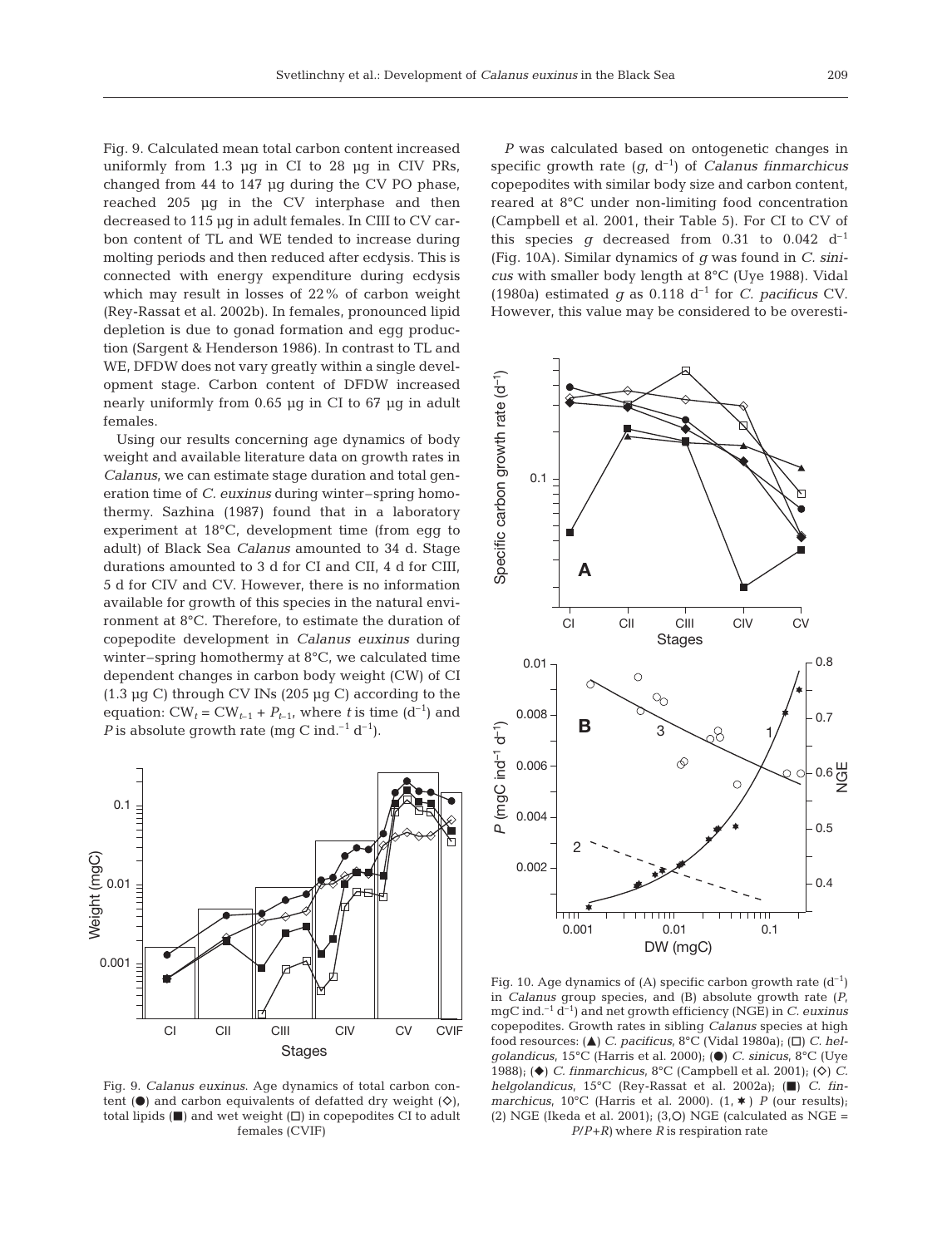Fig. 9. Calculated mean total carbon content increased uniformly from 1.3 µg in CI to 28 µg in CIV PRs, changed from 44 to 147 µg during the CV PO phase, reached 205 µg in the CV interphase and then decreased to 115 µg in adult females. In CIII to CV carbon content of TL and WE tended to increase during molting periods and then reduced after ecdysis. This is connected with energy expenditure during ecdysis which may result in losses of 22% of carbon weight (Rey-Rassat et al. 2002b). In females, pronounced lipid depletion is due to gonad formation and egg production (Sargent & Henderson 1986). In contrast to TL and WE, DFDW does not vary greatly within a single development stage. Carbon content of DFDW increased nearly uniformly from 0.65 µg in CI to 67 µg in adult females.

Using our results concerning age dynamics of body weight and available literature data on growth rates in *Calanus*, we can estimate stage duration and total generation time of *C. euxinus* during winter–spring homothermy. Sazhina (1987) found that in a laboratory experiment at 18°C, development time (from egg to adult) of Black Sea *Calanus* amounted to 34 d. Stage durations amounted to 3 d for CI and CII, 4 d for CIII, 5 d for CIV and CV. However, there is no information available for growth of this species in the natural environment at 8°C. Therefore, to estimate the duration of copepodite development in *Calanus euxinus* during winter–spring homothermy at 8°C, we calculated time dependent changes in carbon body weight (CW) of CI (1.3 µg C) through CV INs (205 µg C) according to the equation: $CW_t = CW_{t-1} + P_{t-1}$, where $t$ is time ($d^{-1}$) and $P$ is absolute growth rate (mg C ind.$^{-1}$ $d^{-1}$).

Fig. 9. *Calanus euxinus*. Age dynamics of total carbon content (●) and carbon equivalents of defatted dry weight (◇), total lipids (■) and wet weight (□) in copepodites CI to adult females (CVIF)

$P$ was calculated based on ontogenetic changes in specific growth rate ($g$, $d^{-1}$) of *Calanus finmarchicus* copepodites with similar body size and carbon content, reared at 8°C under non-limiting food concentration (Campbell et al. 2001, their Table 5). For CI to CV of this species $g$ decreased from 0.31 to 0.042 $d^{-1}$ (Fig. 10A). Similar dynamics of $g$ was found in *C. sinicus* with smaller body length at 8°C (Uye 1988). Vidal (1980a) estimated $g$ as 0.118 $d^{-1}$ for *C. pacificus* CV. However, this value may be considered to be overesti-

Fig. 10. Age dynamics of (A) specific carbon growth rate ($d^{-1}$) in *Calanus* group species, and (B) absolute growth rate ($P$, mgC ind.$^{-1}$ $d^{-1}$) and net growth efficiency (NGE) in *C. euxinus* copepodites. Growth rates in sibling *Calanus* species at high food resources: (▲) *C. pacificus*, 8°C (Vidal 1980a); (□) *C. helgolandicus*, 15°C (Harris et al. 2000); (●) *C. sinicus*, 8°C (Uye 1988); (◆) *C. finmarchicus*, 8°C (Campbell et al. 2001); (◇) *C. helgolandicus*, 15°C (Rey-Rassat et al. 2002a); (■) *C. finmarchicus*, 10°C (Harris et al. 2000). (1, ✱) $P$ (our results); (2) NGE (Ikeda et al. 2001); (3,○) NGE (calculated as NGE = $P/P+R$) where $R$ is respiration rate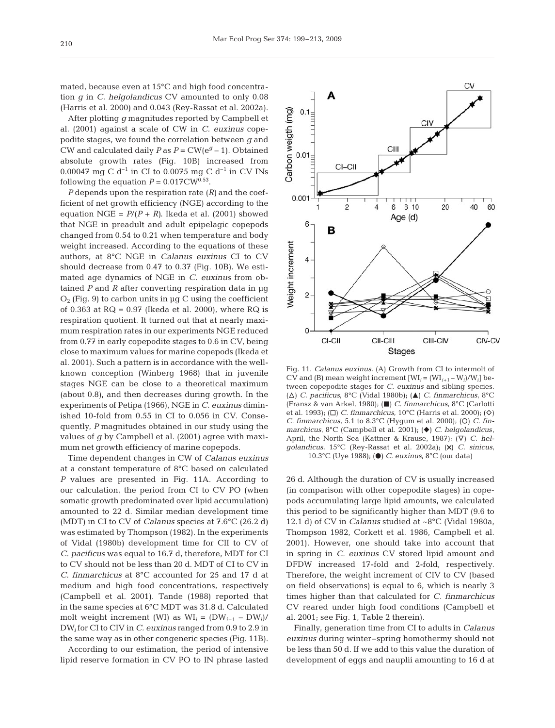mated, because even at 15°C and high food concentration $g$ in *C. helgolandicus* CV amounted to only 0.08 (Harris et al. 2000) and 0.043 (Rey-Rassat et al. 2002a).

After plotting $g$ magnitudes reported by Campbell et al. (2001) against a scale of CW in *C. euxinus* copepodite stages, we found the correlation between $g$ and CW and calculated daily $P$ as $P = \text{CW}(e^g - 1)$. Obtained absolute growth rates (Fig. 10B) increased from 0.00047 mg C $d^{-1}$ in CI to 0.0075 mg C $d^{-1}$ in CV INs following the equation $P = 0.017\text{CW}^{0.53}$.

$P$ depends upon the respiration rate ($R$) and the coefficient of net growth efficiency (NGE) according to the equation $\text{NGE} = P/(P + R)$. Ikeda et al. (2001) showed that NGE in preadult and adult epipelagic copepods changed from 0.54 to 0.21 when temperature and body weight increased. According to the equations of these authors, at 8°C NGE in *Calanus euxinus* CI to CV should decrease from 0.47 to 0.37 (Fig. 10B). We estimated age dynamics of NGE in *C. euxinus* from obtained $P$ and $R$ after converting respiration data in µg $O_2$ (Fig. 9) to carbon units in µg C using the coefficient of 0.363 at RQ = 0.97 (Ikeda et al. 2000), where RQ is respiration quotient. It turned out that at nearly maximum respiration rates in our experiments NGE reduced from 0.77 in early copepodite stages to 0.6 in CV, being close to maximum values for marine copepods (Ikeda et al. 2001). Such a pattern is in accordance with the well-known conception (Winberg 1968) that in juvenile stages NGE can be close to a theoretical maximum (about 0.8), and then decreases during growth. In the experiments of Petipa (1966), NGE in *C. euxinus* diminished 10-fold from 0.55 in CI to 0.056 in CV. Consequently, $P$ magnitudes obtained in our study using the values of $g$ by Campbell et al. (2001) agree with maximum net growth efficiency of marine copepods.

Time dependent changes in CW of *Calanus euxinus* at a constant temperature of 8°C based on calculated $P$ values are presented in Fig. 11A. According to our calculation, the period from CI to CV PO (when somatic growth predominated over lipid accumulation) amounted to 22 d. Similar median development time (MDT) in CI to CV of *Calanus* species at 7.6°C (26.2 d) was estimated by Thompson (1982). In the experiments of Vidal (1980b) development time for CII to CV of *C. pacificus* was equal to 16.7 d, therefore, MDT for CI to CV should not be less than 20 d. MDT of CI to CV in *C. finmarchicus* at 8°C accounted for 25 and 17 d at medium and high food concentrations, respectively (Campbell et al. 2001). Tande (1988) reported that in the same species at 6°C MDT was 31.8 d. Calculated molt weight increment (WI) as $\text{WI}_i = (\text{DW}_{i+1} - \text{DW}_i)/\text{DW}_i$ for CI to CIV in *C. euxinus* ranged from 0.9 to 2.9 in the same way as in other congeneric species (Fig. 11B).

According to our estimation, the period of intensive lipid reserve formation in CV PO to IN phrase lasted 26 d. Although the duration of CV is usually increased (in comparison with other copepodite stages) in copepods accumulating large lipid amounts, we calculated this period to be significantly higher than MDT (9.6 to 12.1 d) of CV in *Calanus* studied at ~8°C (Vidal 1980a, Thompson 1982, Corkett et al. 1986, Campbell et al. 2001). However, one should take into account that in spring in *C. euxinus* CV stored lipid amount and DFDW increased 17-fold and 2-fold, respectively. Therefore, the weight increment of CIV to CV (based on field observations) is equal to 6, which is nearly 3 times higher than that calculated for *C. finmarchicus* CV reared under high food conditions (Campbell et al. 2001; see Fig. 1, Table 2 therein).

Finally, generation time from CI to adults in *Calanus euxinus* during winter–spring homothermy should not be less than 50 d. If we add to this value the duration of development of eggs and nauplii amounting to 16 d at

Fig. 11. *Calanus euxinus.* (A) Growth from CI to intermolt of CV and (B) mean weight increment $[\text{WI}_i = (\text{WI}_{i+1} - \text{W}_i)/\text{W}_i]$ between copepodite stages for *C. euxinus* and sibling species. (△) *C. pacificus*, 8°C (Vidal 1980b); (▲) *C. finmarchicus*, 8°C (Fransz & van Arkel, 1980); (■) *C. finmarchicus*, 8°C (Carlotti et al. 1993); (□) *C. finmarchicus*, 10°C (Harris et al. 2000); (◇) *C. finmarchicus*, 5.1 to 8.3°C (Hygum et al. 2000); (○) *C. finmarchicus*, 8°C (Campbell et al. 2001); (◆) *C. helgolandicus*, April, the North Sea (Kattner & Krause, 1987); (▽) *C. helgolandicus*, 15°C (Rey-Rassat et al. 2002a); (×) *C. sinicus*, 10.3°C (Uye 1988); (●) *C. euxinus*, 8°C (our data)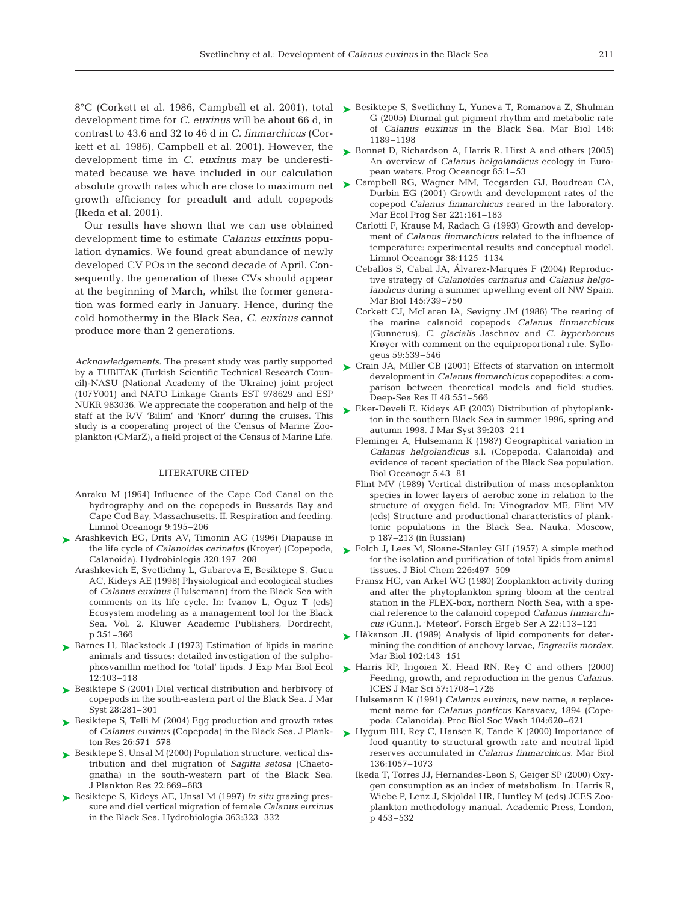8°C (Corkett et al. 1986, Campbell et al. 2001), total development time for *C. euxinus* will be about 66 d, in contrast to 43.6 and 32 to 46 d in *C. finmarchicus* (Corkett et al. 1986), Campbell et al. 2001). However, the development time in *C. euxinus* may be underestimated because we have included in our calculation absolute growth rates which are close to maximum net growth efficiency for preadult and adult copepods (Ikeda et al. 2001).

Our results have shown that we can use obtained development time to estimate *Calanus euxinus* population dynamics. We found great abundance of newly developed CV POs in the second decade of April. Consequently, the generation of these CVs should appear at the beginning of March, whilst the former generation was formed early in January. Hence, during the cold homothermy in the Black Sea, *C. euxinus* cannot produce more than 2 generations.

*Acknowledgements.* The present study was partly supported by a TUBITAK (Turkish Scientific Technical Research Council)-NASU (National Academy of the Ukraine) joint project (107Y001) and NATO Linkage Grants EST 978629 and ESP NUKR 983036. We appreciate the cooperation and help of the staff at the R/V 'Bilim' and 'Knorr' during the cruises. This study is a cooperating project of the Census of Marine Zooplankton (CMarZ), a field project of the Census of Marine Life.

## LITERATURE CITED

Anraku M (1964) Influence of the Cape Cod Canal on the hydrography and on the copepods in Bussards Bay and Cape Cod Bay, Massachusetts. II. Respiration and feeding. Limnol Oceanogr 9:195–206

Arashkevich EG, Drits AV, Timonin AG (1996) Diapause in the life cycle of *Calanoides carinatus* (Kroyer) (Copepoda, Calanoida). Hydrobiologia 320:197–208

Arashkevich E, Svetlichny L, Gubareva E, Besiktepe S, Gucu AC, Kideys AE (1998) Physiological and ecological studies of *Calanus euxinus* (Hulsemann) from the Black Sea with comments on its life cycle. In: Ivanov L, Oguz T (eds) Ecosystem modeling as a management tool for the Black Sea. Vol. 2. Kluwer Academic Publishers, Dordrecht, p 351–366

Barnes H, Blackstock J (1973) Estimation of lipids in marine animals and tissues: detailed investigation of the sulphophosvanillin method for 'total' lipids. J Exp Mar Biol Ecol 12:103–118

Besiktepe S (2001) Diel vertical distribution and herbivory of copepods in the south-eastern part of the Black Sea. J Mar Syst 28:281–301

Besiktepe S, Telli M (2004) Egg production and growth rates of *Calanus euxinus* (Copepoda) in the Black Sea. J Plankton Res 26:571–578

Besiktepe S, Unsal M (2000) Population structure, vertical distribution and diel migration of *Sagitta setosa* (Chaetognatha) in the south-western part of the Black Sea. J Plankton Res 22:669–683

Besiktepe S, Kideys AE, Unsal M (1997) *In situ* grazing pressure and diel vertical migration of female *Calanus euxinus* in the Black Sea. Hydrobiologia 363:323–332

Besiktepe S, Svetlichny L, Yuneva T, Romanova Z, Shulman G (2005) Diurnal gut pigment rhythm and metabolic rate of *Calanus euxinus* in the Black Sea. Mar Biol 146:1189–1198

Bonnet D, Richardson A, Harris R, Hirst A and others (2005) An overview of *Calanus helgolandicus* ecology in European waters. Prog Oceanogr 65:1–53

Campbell RG, Wagner MM, Teegarden GJ, Boudreau CA, Durbin EG (2001) Growth and development rates of the copepod *Calanus finmarchicus* reared in the laboratory. Mar Ecol Prog Ser 221:161–183

Carlotti F, Krause M, Radach G (1993) Growth and development of *Calanus finmarchicus* related to the influence of temperature: experimental results and conceptual model. Limnol Oceanogr 38:1125–1134

Ceballos S, Cabal JA, Álvarez-Marqués F (2004) Reproductive strategy of *Calanoides carinatus* and *Calanus helgolandicus* during a summer upwelling event off NW Spain. Mar Biol 145:739–750

Corkett CJ, McLaren IA, Sevigny JM (1986) The rearing of the marine calanoid copepods *Calanus finmarchicus* (Gunnerus), *C. glacialis* Jaschnov and *C. hyperboreus* Krøyer with comment on the equiproportional rule. Syllogeus 59:539–546

Crain JA, Miller CB (2001) Effects of starvation on intermolt development in *Calanus finmarchicus* copepodites: a comparison between theoretical models and field studies. Deep-Sea Res II 48:551–566

Eker-Develi E, Kideys AE (2003) Distribution of phytoplankton in the southern Black Sea in summer 1996, spring and autumn 1998. J Mar Syst 39:203–211

Fleminger A, Hulsemann K (1987) Geographical variation in *Calanus helgolandicus* s.l. (Copepoda, Calanoida) and evidence of recent speciation of the Black Sea population. Biol Oceanogr 5:43–81

Flint MV (1989) Vertical distribution of mass mesoplankton species in lower layers of aerobic zone in relation to the structure of oxygen field. In: Vinogradov ME, Flint MV (eds) Structure and productional characteristics of planktonic populations in the Black Sea. Nauka, Moscow, p 187–213 (in Russian)

Folch J, Lees M, Sloane-Stanley GH (1957) A simple method for the isolation and purification of total lipids from animal tissues. J Biol Chem 226:497–509

Fransz HG, van Arkel WG (1980) Zooplankton activity during and after the phytoplankton spring bloom at the central station in the FLEX-box, northern North Sea, with a special reference to the calanoid copepod *Calanus finmarchicus* (Gunn.). 'Meteor'. Forsch Ergeb Ser A 22:113–121

Håkanson JL (1989) Analysis of lipid components for determining the condition of anchovy larvae, *Engraulis mordax*. Mar Biol 102:143–151

Harris RP, Irigoien X, Head RN, Rey C and others (2000) Feeding, growth, and reproduction in the genus *Calanus*. ICES J Mar Sci 57:1708–1726

Hulsemann K (1991) *Calanus euxinus*, new name, a replacement name for *Calanus ponticus* Karavaev, 1894 (Copepoda: Calanoida). Proc Biol Soc Wash 104:620–621

Hygum BH, Rey C, Hansen K, Tande K (2000) Importance of food quantity to structural growth rate and neutral lipid reserves accumulated in *Calanus finmarchicus*. Mar Biol 136:1057–1073

Ikeda T, Torres JJ, Hernandes-Leon S, Geiger SP (2000) Oxygen consumption as an index of metabolism. In: Harris R, Wiebe P, Lenz J, Skjoldal HR, Huntley M (eds) ICES Zooplankton methodology manual. Academic Press, London, p 453–532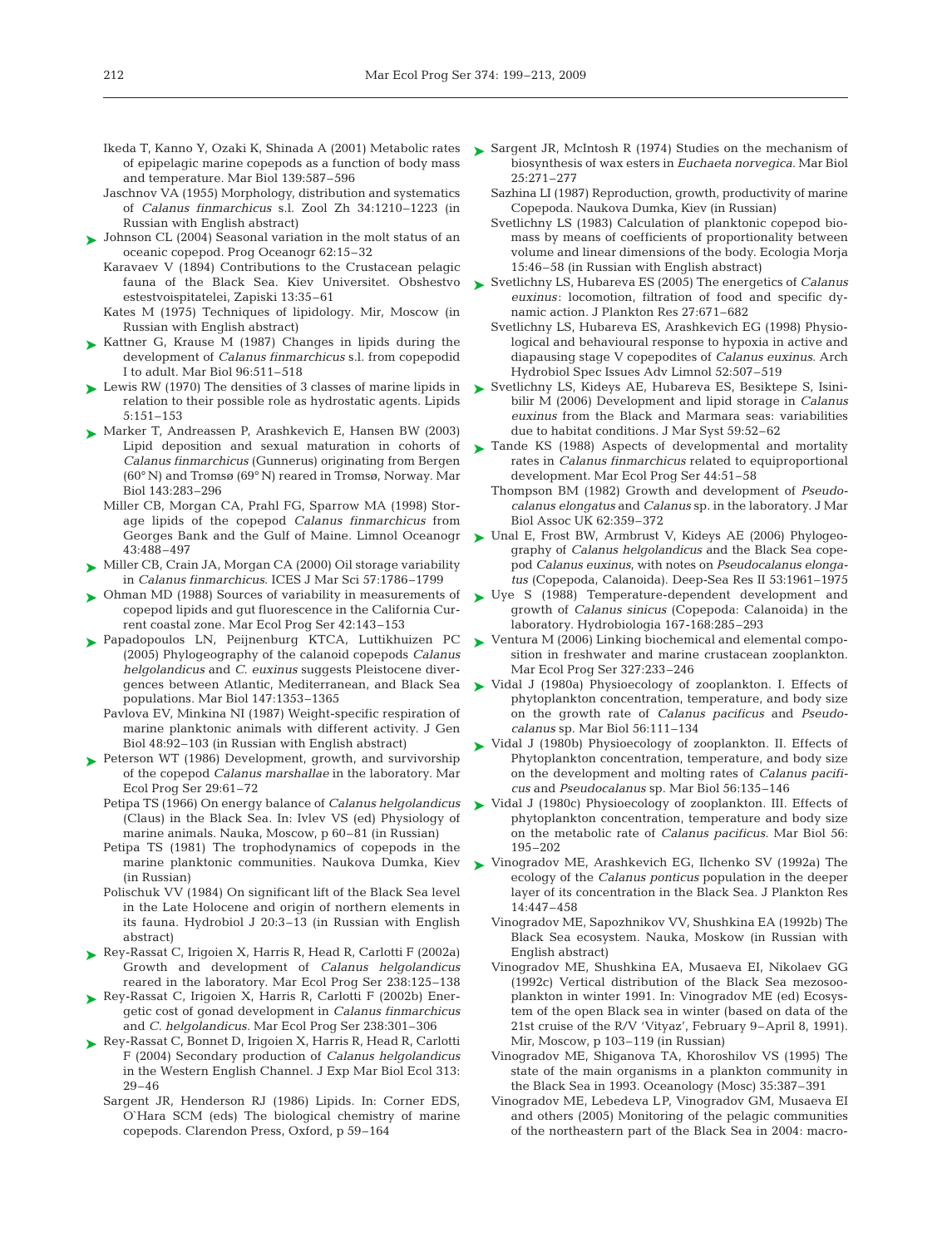Ikeda T, Kanno Y, Ozaki K, Shinada A (2001) Metabolic rates of epipelagic marine copepods as a function of body mass and temperature. Mar Biol 139:587–596

Jaschnov VA (1955) Morphology, distribution and systematics of *Calanus finmarchicus* s.l. Zool Zh 34:1210–1223 (in Russian with English abstract)

Johnson CL (2004) Seasonal variation in the molt status of an oceanic copepod. Prog Oceanogr 62:15–32

Karavaev V (1894) Contributions to the Crustacean pelagic fauna of the Black Sea. Kiev Universitet. Obshestvo estestvoispitatelei, Zapiski 13:35–61

Kates M (1975) Techniques of lipidology. Mir, Moscow (in Russian with English abstract)

Kattner G, Krause M (1987) Changes in lipids during the development of *Calanus finmarchicus* s.l. from copepodid I to adult. Mar Biol 96:511–518

Lewis RW (1970) The densities of 3 classes of marine lipids in relation to their possible role as hydrostatic agents. Lipids 5:151–153

Marker T, Andreassen P, Arashkevich E, Hansen BW (2003) Lipid deposition and sexual maturation in cohorts of *Calanus finmarchicus* (Gunnerus) originating from Bergen (60° N) and Tromsø (69° N) reared in Tromsø, Norway. Mar Biol 143:283–296

Miller CB, Morgan CA, Prahl FG, Sparrow MA (1998) Storage lipids of the copepod *Calanus finmarchicus* from Georges Bank and the Gulf of Maine. Limnol Oceanogr 43:488–497

Miller CB, Crain JA, Morgan CA (2000) Oil storage variability in *Calanus finmarchicus*. ICES J Mar Sci 57:1786–1799

Ohman MD (1988) Sources of variability in measurements of copepod lipids and gut fluorescence in the California Current coastal zone. Mar Ecol Prog Ser 42:143–153

Papadopoulos LN, Peijnenburg KTCA, Luttikhuizen PC (2005) Phylogeography of the calanoid copepods *Calanus helgolandicus* and *C. euxinus* suggests Pleistocene divergences between Atlantic, Mediterranean, and Black Sea populations. Mar Biol 147:1353–1365

Pavlova EV, Minkina NI (1987) Weight-specific respiration of marine planktonic animals with different activity. J Gen Biol 48:92–103 (in Russian with English abstract)

Peterson WT (1986) Development, growth, and survivorship of the copepod *Calanus marshallae* in the laboratory. Mar Ecol Prog Ser 29:61–72

Petipa TS (1966) On energy balance of *Calanus helgolandicus* (Claus) in the Black Sea. In: Ivlev VS (ed) Physiology of marine animals. Nauka, Moscow, p 60–81 (in Russian)

Petipa TS (1981) The trophodynamics of copepods in the marine planktonic communities. Naukova Dumka, Kiev (in Russian)

Polischuk VV (1984) On significant lift of the Black Sea level in the Late Holocene and origin of northern elements in its fauna. Hydrobiol J 20:3–13 (in Russian with English abstract)

Rey-Rassat C, Irigoien X, Harris R, Head R, Carlotti F (2002a) Growth and development of *Calanus helgolandicus* reared in the laboratory. Mar Ecol Prog Ser 238:125–138

Rey-Rassat C, Irigoien X, Harris R, Carlotti F (2002b) Energetic cost of gonad development in *Calanus finmarchicus* and *C. helgolandicus*. Mar Ecol Prog Ser 238:301–306

Rey-Rassat C, Bonnet D, Irigoien X, Harris R, Head R, Carlotti F (2004) Secondary production of *Calanus helgolandicus* in the Western English Channel. J Exp Mar Biol Ecol 313:29–46

Sargent JR, Henderson RJ (1986) Lipids. In: Corner EDS, O`Hara SCM (eds) The biological chemistry of marine copepods. Clarendon Press, Oxford, p 59–164

Sargent JR, McIntosh R (1974) Studies on the mechanism of biosynthesis of wax esters in *Euchaeta norvegica*. Mar Biol 25:271–277

Sazhina LI (1987) Reproduction, growth, productivity of marine Copepoda. Naukova Dumka, Kiev (in Russian)

Svetlichny LS (1983) Calculation of planktonic copepod biomass by means of coefficients of proportionality between volume and linear dimensions of the body. Ecologia Morja 15:46–58 (in Russian with English abstract)

Svetlichny LS, Hubareva ES (2005) The energetics of *Calanus euxinus*: locomotion, filtration of food and specific dynamic action. J Plankton Res 27:671–682

Svetlichny LS, Hubareva ES, Arashkevich EG (1998) Physiological and behavioural response to hypoxia in active and diapausing stage V copepodites of *Calanus euxinus*. Arch Hydrobiol Spec Issues Adv Limnol 52:507–519

Svetlichny LS, Kideys AE, Hubareva ES, Besiktepe S, Isinibilir M (2006) Development and lipid storage in *Calanus euxinus* from the Black and Marmara seas: variabilities due to habitat conditions. J Mar Syst 59:52–62

Tande KS (1988) Aspects of developmental and mortality rates in *Calanus finmarchicus* related to equiproportional development. Mar Ecol Prog Ser 44:51–58

Thompson BM (1982) Growth and development of *Pseudocalanus elongatus* and *Calanus* sp. in the laboratory. J Mar Biol Assoc UK 62:359–372

Unal E, Frost BW, Armbrust V, Kideys AE (2006) Phylogeography of *Calanus helgolandicus* and the Black Sea copepod *Calanus euxinus*, with notes on *Pseudocalanus elongatus* (Copepoda, Calanoida). Deep-Sea Res II 53:1961–1975

Uye S (1988) Temperature-dependent development and growth of *Calanus sinicus* (Copepoda: Calanoida) in the laboratory. Hydrobiologia 167-168:285–293

Ventura M (2006) Linking biochemical and elemental composition in freshwater and marine crustacean zooplankton. Mar Ecol Prog Ser 327:233–246

Vidal J (1980a) Physioecology of zooplankton. I. Effects of phytoplankton concentration, temperature, and body size on the growth rate of *Calanus pacificus* and *Pseudocalanus* sp. Mar Biol 56:111–134

Vidal J (1980b) Physioecology of zooplankton. II. Effects of Phytoplankton concentration, temperature, and body size on the development and molting rates of *Calanus pacificus* and *Pseudocalanus* sp. Mar Biol 56:135–146

Vidal J (1980c) Physioecology of zooplankton. III. Effects of phytoplankton concentration, temperature and body size on the metabolic rate of *Calanus pacificus*. Mar Biol 56: 195–202

Vinogradov ME, Arashkevich EG, Ilchenko SV (1992a) The ecology of the *Calanus ponticus* population in the deeper layer of its concentration in the Black Sea. J Plankton Res 14:447–458

Vinogradov ME, Sapozhnikov VV, Shushkina EA (1992b) The Black Sea ecosystem. Nauka, Moskow (in Russian with English abstract)

Vinogradov ME, Shushkina EA, Musaeva EI, Nikolaev GG (1992c) Vertical distribution of the Black Sea mezosooplankton in winter 1991. In: Vinogradov ME (ed) Ecosystem of the open Black sea in winter (based on data of the 21st cruise of the R/V 'Vityaz', February 9–April 8, 1991). Mir, Moscow, p 103–119 (in Russian)

Vinogradov ME, Shiganova TA, Khoroshilov VS (1995) The state of the main organisms in a plankton community in the Black Sea in 1993. Oceanology (Mosc) 35:387–391

Vinogradov ME, Lebedeva LP, Vinogradov GM, Musaeva EI and others (2005) Monitoring of the pelagic communities of the northeastern part of the Black Sea in 2004: macro-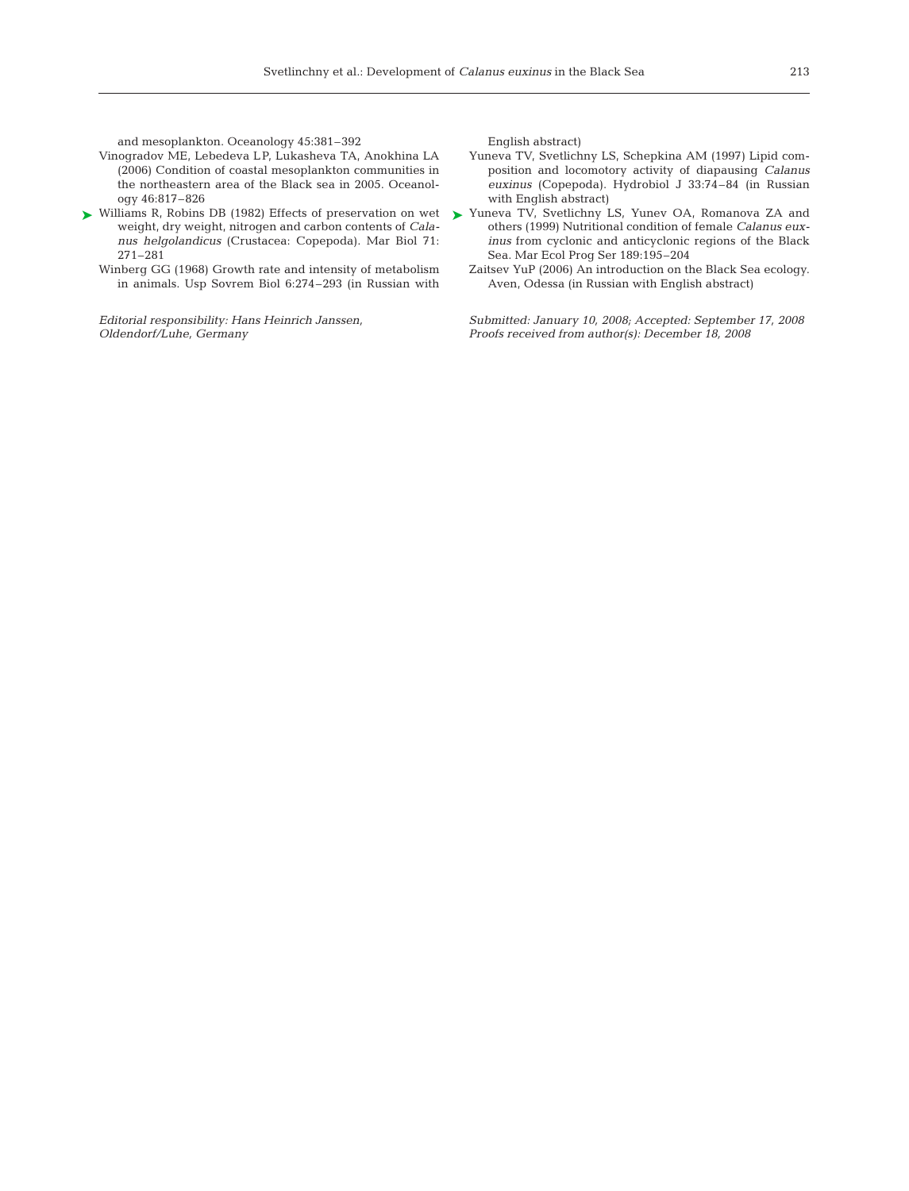and mesoplankton. Oceanology 45:381–392

Vinogradov ME, Lebedeva LP, Lukasheva TA, Anokhina LA (2006) Condition of coastal mesoplankton communities in the northeastern area of the Black sea in 2005. Oceanology 46:817–826

Williams R, Robins DB (1982) Effects of preservation on wet weight, dry weight, nitrogen and carbon contents of *Calanus helgolandicus* (Crustacea: Copepoda). Mar Biol 71: 271–281

Winberg GG (1968) Growth rate and intensity of metabolism in animals. Usp Sovrem Biol 6:274–293 (in Russian with English abstract)

Yuneva TV, Svetlichny LS, Schepkina AM (1997) Lipid composition and locomotory activity of diapausing *Calanus euxinus* (Copepoda). Hydrobiol J 33:74–84 (in Russian with English abstract)

Yuneva TV, Svetlichny LS, Yunev OA, Romanova ZA and others (1999) Nutritional condition of female *Calanus euxinus* from cyclonic and anticyclonic regions of the Black Sea. Mar Ecol Prog Ser 189:195–204

Zaitsev YuP (2006) An introduction on the Black Sea ecology. Aven, Odessa (in Russian with English abstract)

*Editorial responsibility: Hans Heinrich Janssen, Oldendorf/Luhe, Germany*

*Submitted: January 10, 2008; Accepted: September 17, 2008*
*Proofs received from author(s): December 18, 2008*